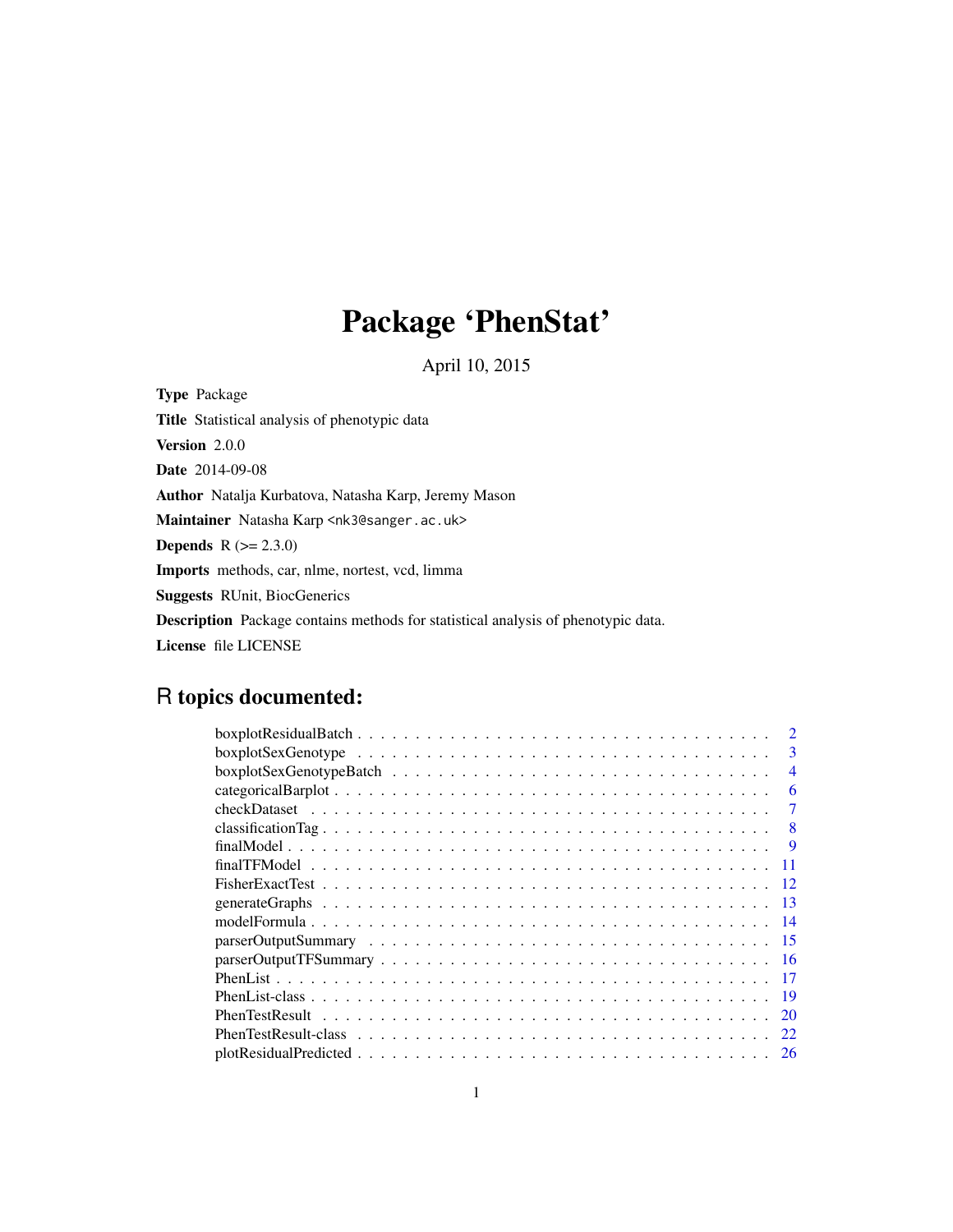# Package 'PhenStat'

April 10, 2015

**Type** Package

**Title** Statistical analysis of phenotypic data

**Version** 2.0.0

**Date** 2014-09-08

**Author** Natalja Kurbatova, Natasha Karp, Jeremy Mason

**Maintainer** Natasha Karp <nk3@sanger.ac.uk>

**Depends** R (>= 2.3.0)

**Imports** methods, car, nlme, nortest, vcd, limma

**Suggests** RUnit, BiocGenerics

**Description** Package contains methods for statistical analysis of phenotypic data.

**License** file LICENSE

## R topics documented:

| | |
|---|---|
| boxplotResidualBatch | 2 |
| boxplotSexGenotype | 3 |
| boxplotSexGenotypeBatch | 4 |
| categoricalBarplot | 6 |
| checkDataset | 7 |
| classificationTag | 8 |
| finalModel | 9 |
| finalTFModel | 11 |
| FisherExactTest | 12 |
| generateGraphs | 13 |
| modelFormula | 14 |
| parserOutputSummary | 15 |
| parserOutputTFSummary | 16 |
| PhenList | 17 |
| PhenList-class | 19 |
| PhenTestResult | 20 |
| PhenTestResult-class | 22 |
| plotResidualPredicted | 26 |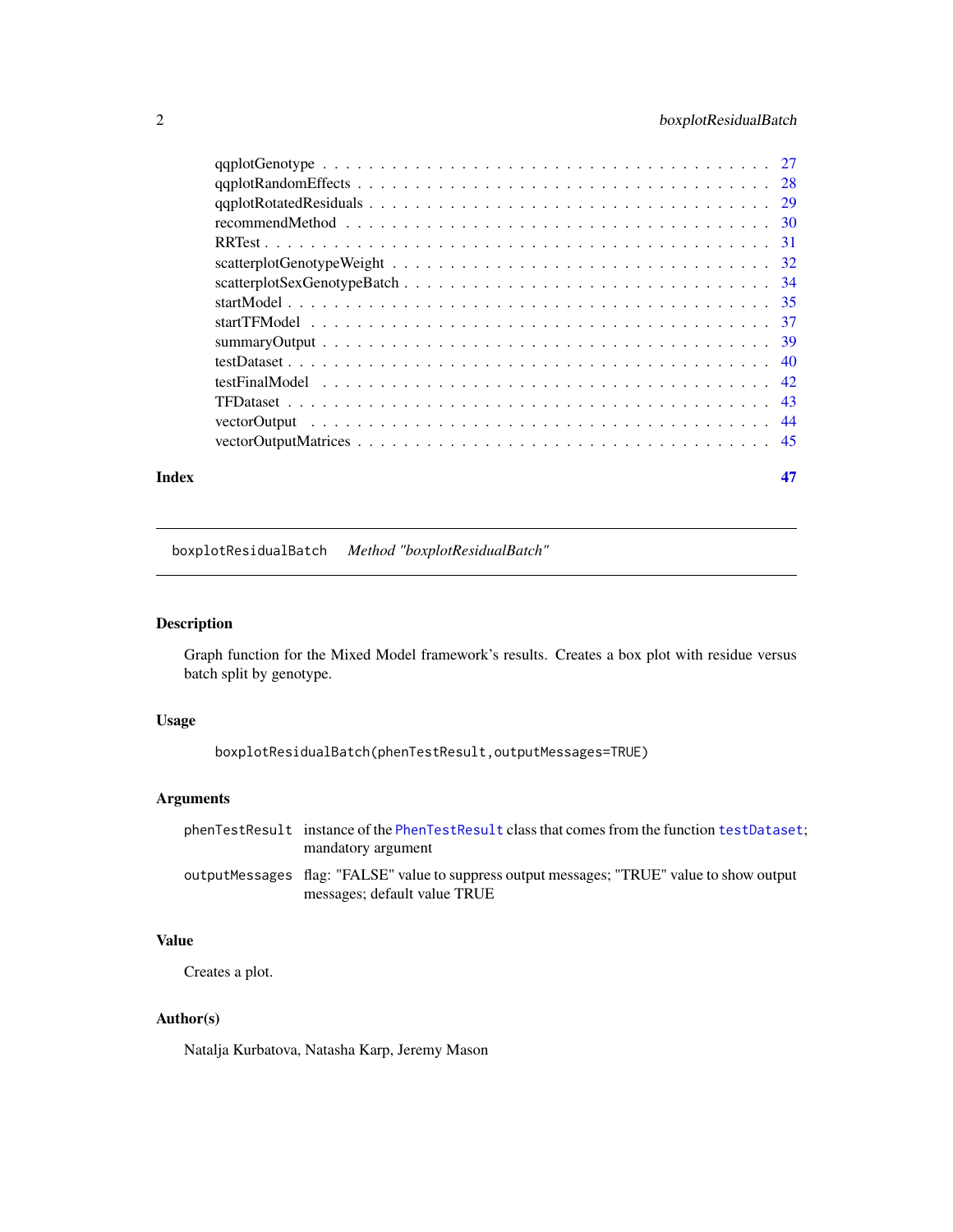qqplotGenotype . . . . . . . . . . . . . . . . . . . . . . . . . . . . . . . . . . . . 27
qqplotRandomEffects . . . . . . . . . . . . . . . . . . . . . . . . . . . . . . . . . . 28
qqplotRotatedResiduals . . . . . . . . . . . . . . . . . . . . . . . . . . . . . . . . . 29
recommendMethod . . . . . . . . . . . . . . . . . . . . . . . . . . . . . . . . . . . . 30
RRTest . . . . . . . . . . . . . . . . . . . . . . . . . . . . . . . . . . . . . . . . . . 31
scatterplotGenotypeWeight . . . . . . . . . . . . . . . . . . . . . . . . . . . . . . . 32
scatterplotSexGenotypeBatch . . . . . . . . . . . . . . . . . . . . . . . . . . . . . . 34
startModel . . . . . . . . . . . . . . . . . . . . . . . . . . . . . . . . . . . . . . . . 35
startTFModel . . . . . . . . . . . . . . . . . . . . . . . . . . . . . . . . . . . . . . . 37
summaryOutput . . . . . . . . . . . . . . . . . . . . . . . . . . . . . . . . . . . . . . 39
testDataset . . . . . . . . . . . . . . . . . . . . . . . . . . . . . . . . . . . . . . . . 40
testFinalModel . . . . . . . . . . . . . . . . . . . . . . . . . . . . . . . . . . . . . . 42
TFDataset . . . . . . . . . . . . . . . . . . . . . . . . . . . . . . . . . . . . . . . . . 43
vectorOutput . . . . . . . . . . . . . . . . . . . . . . . . . . . . . . . . . . . . . . . 44
vectorOutputMatrices . . . . . . . . . . . . . . . . . . . . . . . . . . . . . . . . . . . 45

**Index** **47**

---

## boxplotResidualBatch *Method "boxplotResidualBatch"*

---

### Description

Graph function for the Mixed Model framework's results. Creates a box plot with residue versus batch split by genotype.

### Usage

```
boxplotResidualBatch(phenTestResult,outputMessages=TRUE)
```

### Arguments

| | |
|---|---|
| `phenTestResult` | instance of the `PhenTestResult` class that comes from the function `testDataset`; mandatory argument |
| `outputMessages` | flag: "FALSE" value to suppress output messages; "TRUE" value to show output messages; default value TRUE |

### Value

Creates a plot.

### Author(s)

Natalja Kurbatova, Natasha Karp, Jeremy Mason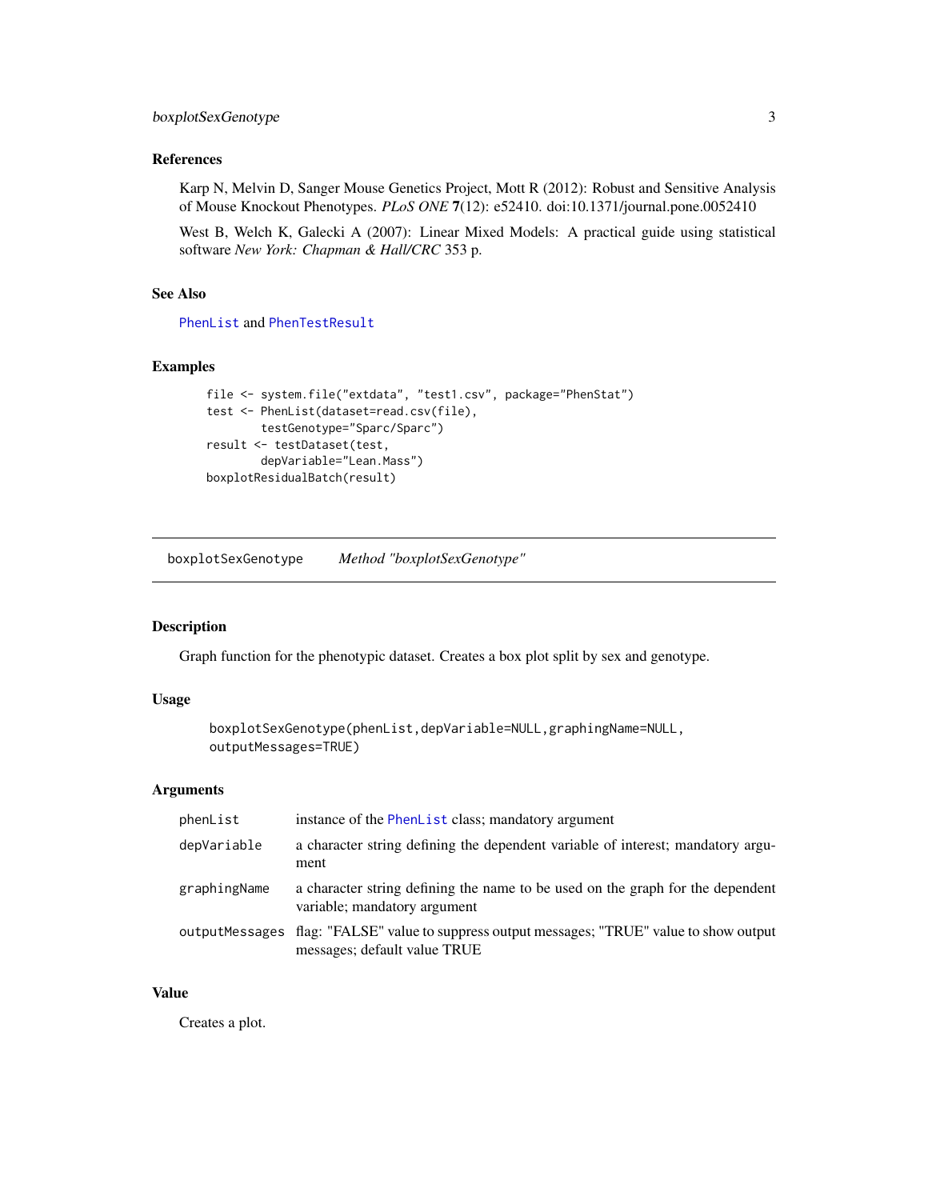### References

Karp N, Melvin D, Sanger Mouse Genetics Project, Mott R (2012): Robust and Sensitive Analysis of Mouse Knockout Phenotypes. *PLoS ONE* **7**(12): e52410. doi:10.1371/journal.pone.0052410

West B, Welch K, Galecki A (2007): Linear Mixed Models: A practical guide using statistical software *New York: Chapman & Hall/CRC* 353 p.

### See Also

PhenList and PhenTestResult

### Examples

```
file <- system.file("extdata", "test1.csv", package="PhenStat")
test <- PhenList(dataset=read.csv(file),
        testGenotype="Sparc/Sparc")
result <- testDataset(test,
        depVariable="Lean.Mass")
boxplotResidualBatch(result)
```

---

## boxplotSexGenotype &nbsp;&nbsp;&nbsp; *Method "boxplotSexGenotype"*

### Description

Graph function for the phenotypic dataset. Creates a box plot split by sex and genotype.

### Usage

```
boxplotSexGenotype(phenList,depVariable=NULL,graphingName=NULL,
outputMessages=TRUE)
```

### Arguments

| | |
|---|---|
| phenList | instance of the PhenList class; mandatory argument |
| depVariable | a character string defining the dependent variable of interest; mandatory argument |
| graphingName | a character string defining the name to be used on the graph for the dependent variable; mandatory argument |
| outputMessages | flag: "FALSE" value to suppress output messages; "TRUE" value to show output messages; default value TRUE |

### Value

Creates a plot.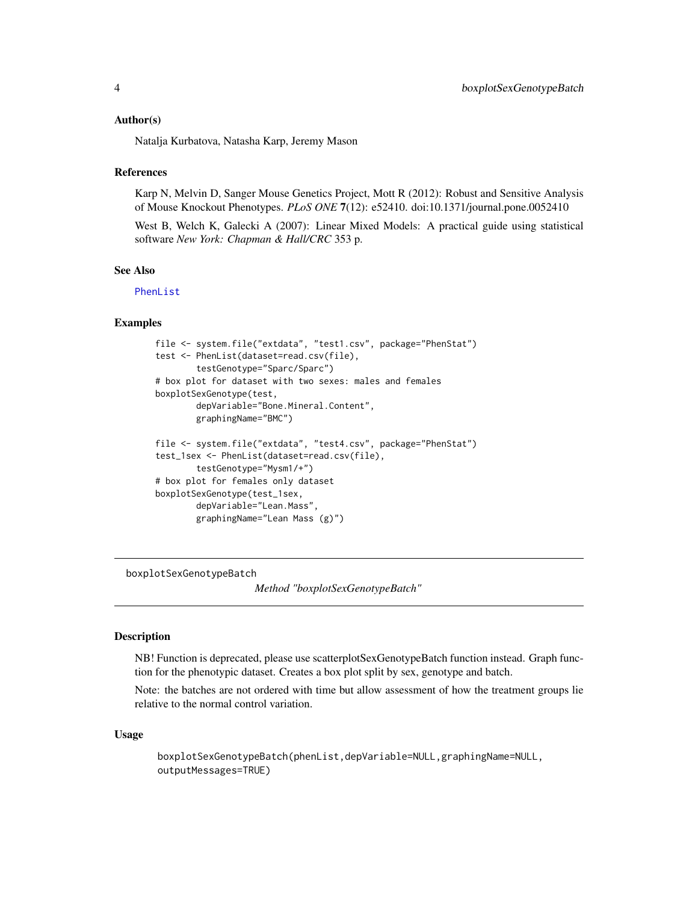### Author(s)

Natalja Kurbatova, Natasha Karp, Jeremy Mason

### References

Karp N, Melvin D, Sanger Mouse Genetics Project, Mott R (2012): Robust and Sensitive Analysis of Mouse Knockout Phenotypes. *PLoS ONE* **7**(12): e52410. doi:10.1371/journal.pone.0052410

West B, Welch K, Galecki A (2007): Linear Mixed Models: A practical guide using statistical software *New York: Chapman & Hall/CRC* 353 p.

### See Also

PhenList

### Examples

```
file <- system.file("extdata", "test1.csv", package="PhenStat")
test <- PhenList(dataset=read.csv(file),
        testGenotype="Sparc/Sparc")
# box plot for dataset with two sexes: males and females
boxplotSexGenotype(test,
        depVariable="Bone.Mineral.Content",
        graphingName="BMC")

file <- system.file("extdata", "test4.csv", package="PhenStat")
test_1sex <- PhenList(dataset=read.csv(file),
        testGenotype="Mysm1/+")
# box plot for females only dataset
boxplotSexGenotype(test_1sex,
        depVariable="Lean.Mass",
        graphingName="Lean Mass (g)")
```

---

## boxplotSexGenotypeBatch

*Method "boxplotSexGenotypeBatch"*

### Description

NB! Function is deprecated, please use scatterplotSexGenotypeBatch function instead. Graph function for the phenotypic dataset. Creates a box plot split by sex, genotype and batch.

Note: the batches are not ordered with time but allow assessment of how the treatment groups lie relative to the normal control variation.

### Usage

```
boxplotSexGenotypeBatch(phenList,depVariable=NULL,graphingName=NULL,
outputMessages=TRUE)
```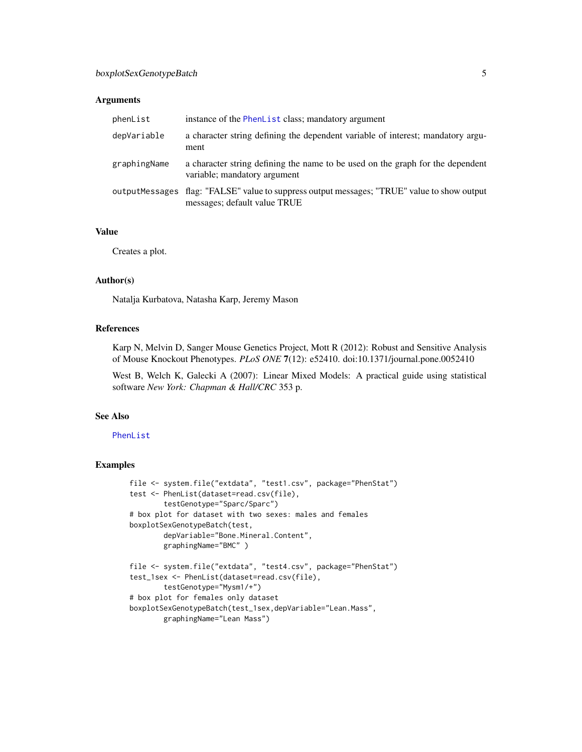### Arguments

| | |
|---|---|
| phenList | instance of the PhenList class; mandatory argument |
| depVariable | a character string defining the dependent variable of interest; mandatory argument |
| graphingName | a character string defining the name to be used on the graph for the dependent variable; mandatory argument |
| outputMessages | flag: "FALSE" value to suppress output messages; "TRUE" value to show output messages; default value TRUE |

### Value

Creates a plot.

### Author(s)

Natalja Kurbatova, Natasha Karp, Jeremy Mason

### References

Karp N, Melvin D, Sanger Mouse Genetics Project, Mott R (2012): Robust and Sensitive Analysis of Mouse Knockout Phenotypes. *PLoS ONE* **7**(12): e52410. doi:10.1371/journal.pone.0052410

West B, Welch K, Galecki A (2007): Linear Mixed Models: A practical guide using statistical software *New York: Chapman & Hall/CRC* 353 p.

### See Also

PhenList

### Examples

```
file <- system.file("extdata", "test1.csv", package="PhenStat")
test <- PhenList(dataset=read.csv(file),
        testGenotype="Sparc/Sparc")
# box plot for dataset with two sexes: males and females
boxplotSexGenotypeBatch(test,
        depVariable="Bone.Mineral.Content",
        graphingName="BMC" )

file <- system.file("extdata", "test4.csv", package="PhenStat")
test_1sex <- PhenList(dataset=read.csv(file),
        testGenotype="Mysm1/+")
# box plot for females only dataset
boxplotSexGenotypeBatch(test_1sex,depVariable="Lean.Mass",
        graphingName="Lean Mass")
```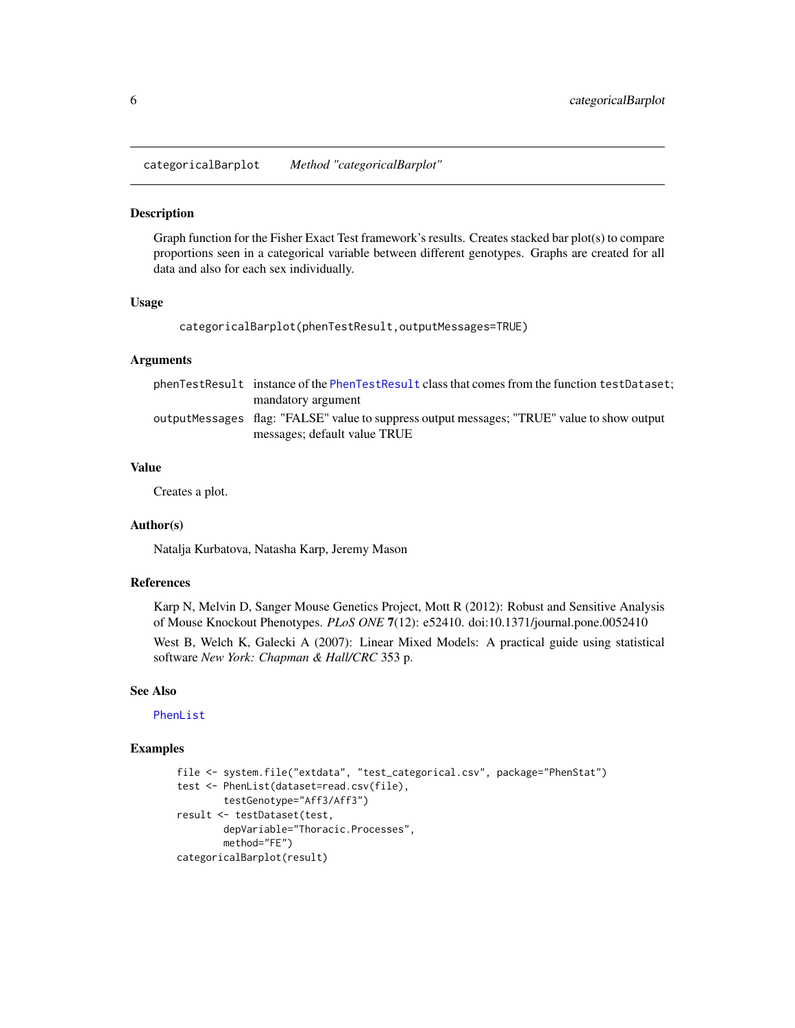categoricalBarplot *Method "categoricalBarplot"*

## Description

Graph function for the Fisher Exact Test framework's results. Creates stacked bar plot(s) to compare proportions seen in a categorical variable between different genotypes. Graphs are created for all data and also for each sex individually.

## Usage

```
categoricalBarplot(phenTestResult,outputMessages=TRUE)
```

## Arguments

| | |
|---|---|
| phenTestResult | instance of the PhenTestResult class that comes from the function testDataset; mandatory argument |
| outputMessages | flag: "FALSE" value to suppress output messages; "TRUE" value to show output messages; default value TRUE |

## Value

Creates a plot.

## Author(s)

Natalja Kurbatova, Natasha Karp, Jeremy Mason

## References

Karp N, Melvin D, Sanger Mouse Genetics Project, Mott R (2012): Robust and Sensitive Analysis of Mouse Knockout Phenotypes. *PLoS ONE* **7**(12): e52410. doi:10.1371/journal.pone.0052410

West B, Welch K, Galecki A (2007): Linear Mixed Models: A practical guide using statistical software *New York: Chapman & Hall/CRC* 353 p.

## See Also

PhenList

## Examples

```
file <- system.file("extdata", "test_categorical.csv", package="PhenStat")
test <- PhenList(dataset=read.csv(file),
        testGenotype="Aff3/Aff3")
result <- testDataset(test,
        depVariable="Thoracic.Processes",
        method="FE")
categoricalBarplot(result)
```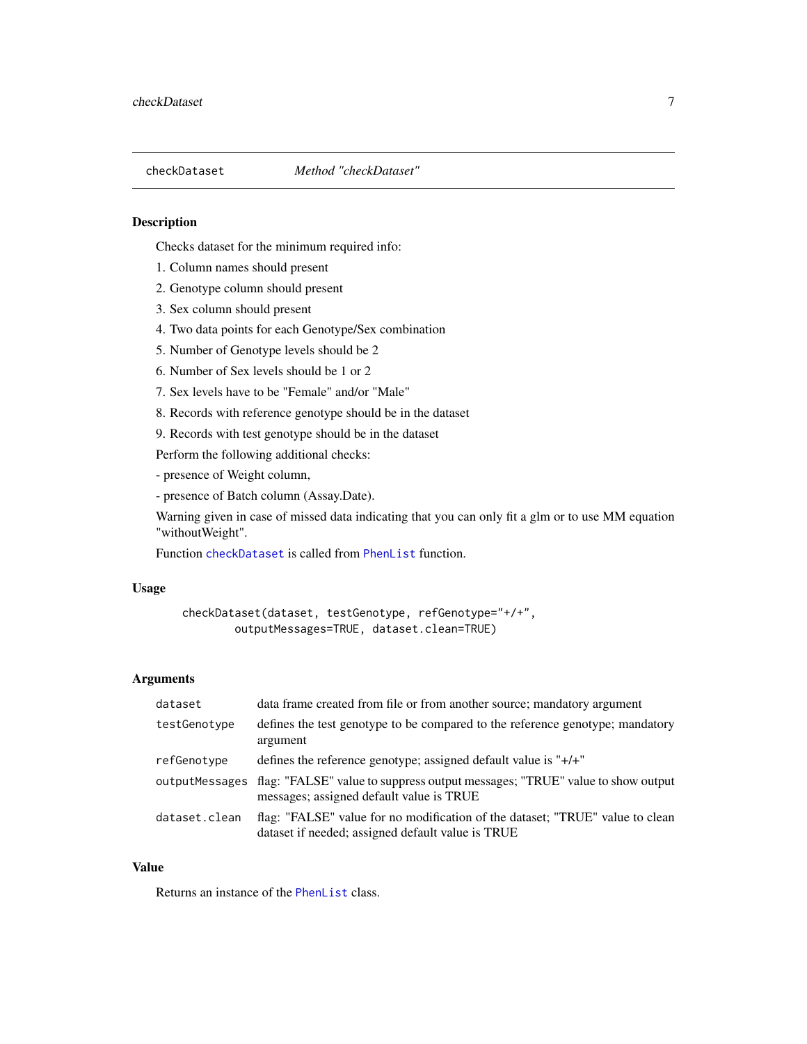checkDataset *Method "checkDataset"*

## Description

Checks dataset for the minimum required info:

1. Column names should present
2. Genotype column should present
3. Sex column should present
4. Two data points for each Genotype/Sex combination
5. Number of Genotype levels should be 2
6. Number of Sex levels should be 1 or 2
7. Sex levels have to be "Female" and/or "Male"
8. Records with reference genotype should be in the dataset
9. Records with test genotype should be in the dataset

Perform the following additional checks:

- presence of Weight column,

- presence of Batch column (Assay.Date).

Warning given in case of missed data indicating that you can only fit a glm or to use MM equation "withoutWeight".

Function `checkDataset` is called from `PhenList` function.

## Usage

```
checkDataset(dataset, testGenotype, refGenotype="+/+",
        outputMessages=TRUE, dataset.clean=TRUE)
```

## Arguments

| | |
|---|---|
| `dataset` | data frame created from file or from another source; mandatory argument |
| `testGenotype` | defines the test genotype to be compared to the reference genotype; mandatory argument |
| `refGenotype` | defines the reference genotype; assigned default value is "+/+" |
| `outputMessages` | flag: "FALSE" value to suppress output messages; "TRUE" value to show output messages; assigned default value is TRUE |
| `dataset.clean` | flag: "FALSE" value for no modification of the dataset; "TRUE" value to clean dataset if needed; assigned default value is TRUE |

## Value

Returns an instance of the `PhenList` class.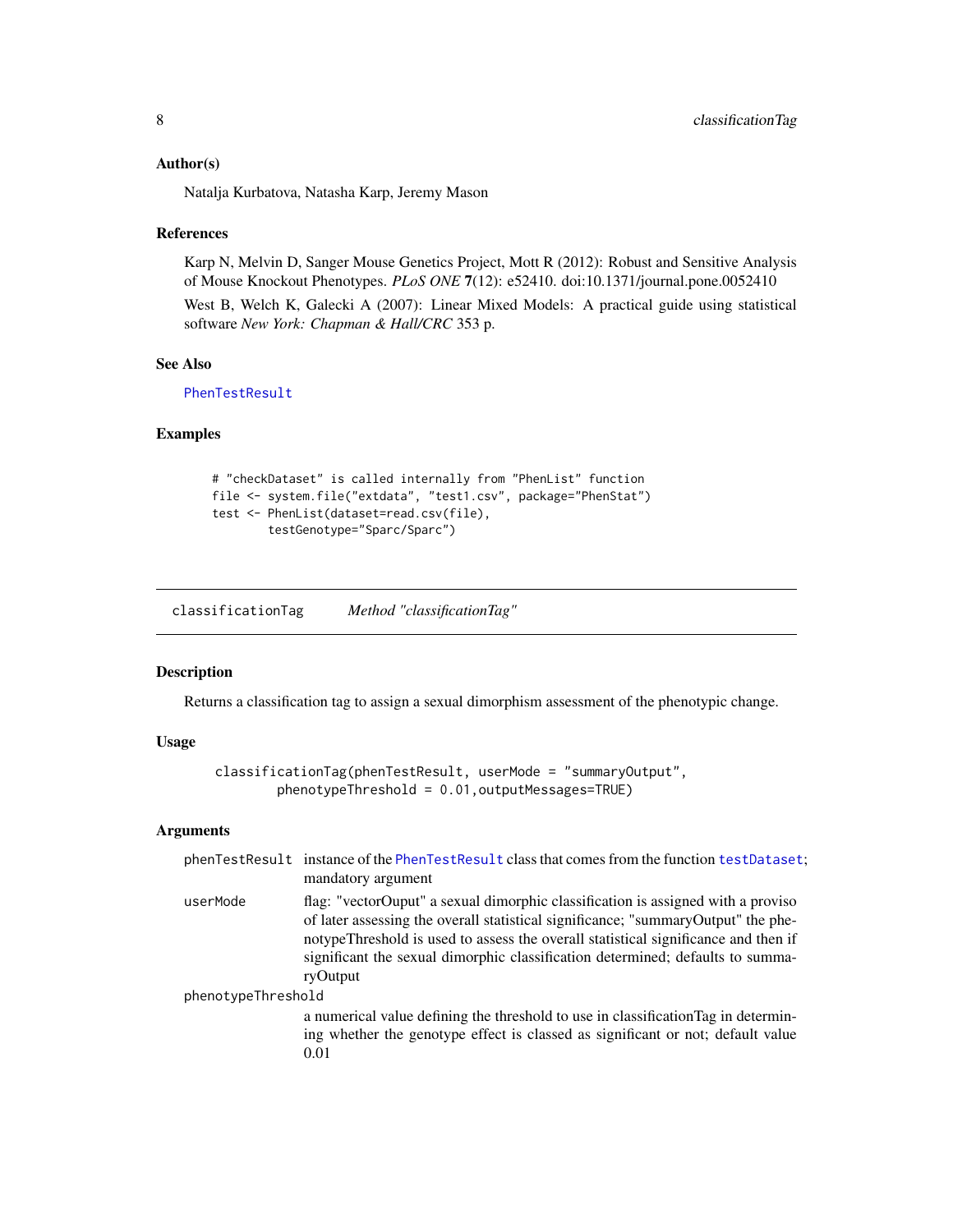### Author(s)

Natalja Kurbatova, Natasha Karp, Jeremy Mason

### References

Karp N, Melvin D, Sanger Mouse Genetics Project, Mott R (2012): Robust and Sensitive Analysis of Mouse Knockout Phenotypes. *PLoS ONE* **7**(12): e52410. doi:10.1371/journal.pone.0052410

West B, Welch K, Galecki A (2007): Linear Mixed Models: A practical guide using statistical software *New York: Chapman & Hall/CRC* 353 p.

### See Also

PhenTestResult

### Examples

```
# "checkDataset" is called internally from "PhenList" function
file <- system.file("extdata", "test1.csv", package="PhenStat")
test <- PhenList(dataset=read.csv(file),
        testGenotype="Sparc/Sparc")
```

---

## classificationTag    *Method "classificationTag"*

---

### Description

Returns a classification tag to assign a sexual dimorphism assessment of the phenotypic change.

### Usage

```
classificationTag(phenTestResult, userMode = "summaryOutput",
        phenotypeThreshold = 0.01,outputMessages=TRUE)
```

### Arguments

| | |
|---|---|
| phenTestResult | instance of the PhenTestResult class that comes from the function testDataset; mandatory argument |
| userMode | flag: "vectorOuput" a sexual dimorphic classification is assigned with a proviso of later assessing the overall statistical significance; "summaryOutput" the phenotypeThreshold is used to assess the overall statistical significance and then if significant the sexual dimorphic classification determined; defaults to summaryOutput |
| phenotypeThreshold | a numerical value defining the threshold to use in classificationTag in determining whether the genotype effect is classed as significant or not; default value 0.01 |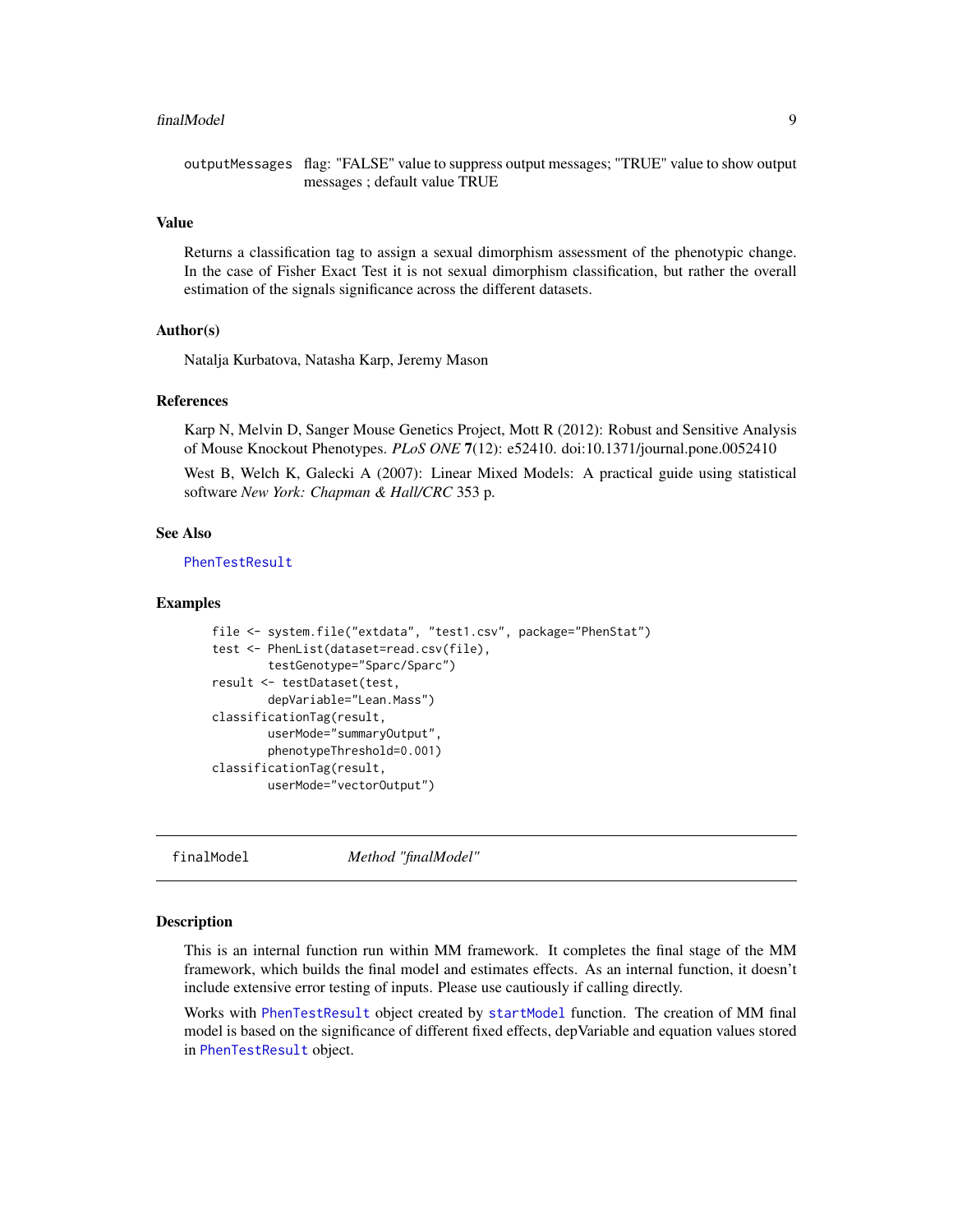outputMessages flag: "FALSE" value to suppress output messages; "TRUE" value to show output messages ; default value TRUE

### Value

Returns a classification tag to assign a sexual dimorphism assessment of the phenotypic change. In the case of Fisher Exact Test it is not sexual dimorphism classification, but rather the overall estimation of the signals significance across the different datasets.

### Author(s)

Natalja Kurbatova, Natasha Karp, Jeremy Mason

### References

Karp N, Melvin D, Sanger Mouse Genetics Project, Mott R (2012): Robust and Sensitive Analysis of Mouse Knockout Phenotypes. *PLoS ONE* **7**(12): e52410. doi:10.1371/journal.pone.0052410

West B, Welch K, Galecki A (2007): Linear Mixed Models: A practical guide using statistical software *New York: Chapman & Hall/CRC* 353 p.

### See Also

PhenTestResult

### Examples

```
file <- system.file("extdata", "test1.csv", package="PhenStat")
test <- PhenList(dataset=read.csv(file),
        testGenotype="Sparc/Sparc")
result <- testDataset(test,
        depVariable="Lean.Mass")
classificationTag(result,
        userMode="summaryOutput",
        phenotypeThreshold=0.001)
classificationTag(result,
        userMode="vectorOutput")
```

## finalModel *Method "finalModel"*

### Description

This is an internal function run within MM framework. It completes the final stage of the MM framework, which builds the final model and estimates effects. As an internal function, it doesn't include extensive error testing of inputs. Please use cautiously if calling directly.

Works with PhenTestResult object created by startModel function. The creation of MM final model is based on the significance of different fixed effects, depVariable and equation values stored in PhenTestResult object.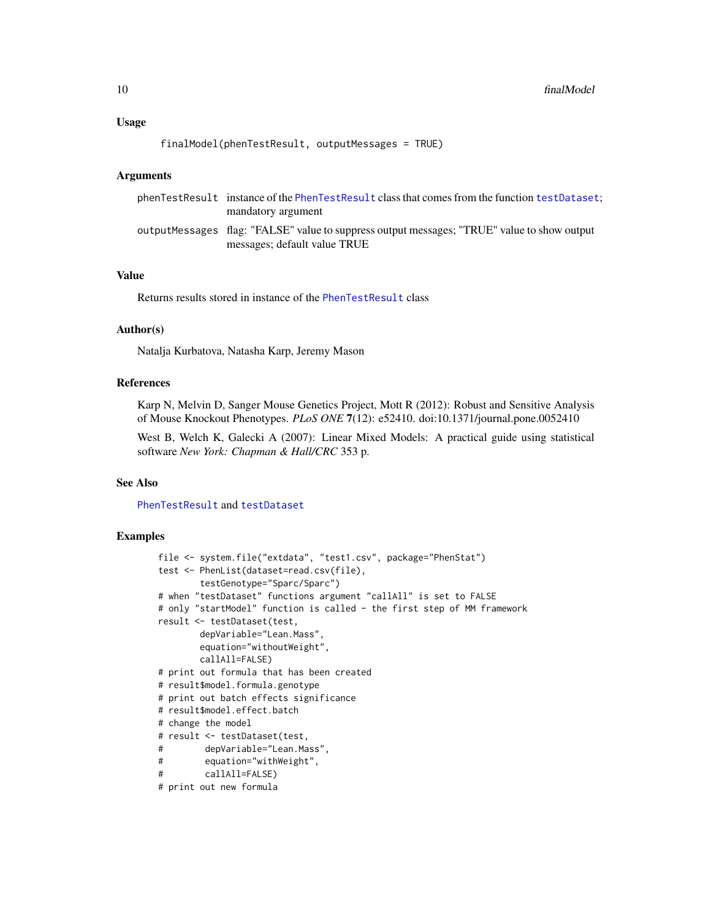## Usage

```
finalModel(phenTestResult, outputMessages = TRUE)
```

## Arguments

| | |
|---|---|
| phenTestResult | instance of the PhenTestResult class that comes from the function testDataset; mandatory argument |
| outputMessages | flag: "FALSE" value to suppress output messages; "TRUE" value to show output messages; default value TRUE |

## Value

Returns results stored in instance of the PhenTestResult class

## Author(s)

Natalja Kurbatova, Natasha Karp, Jeremy Mason

## References

Karp N, Melvin D, Sanger Mouse Genetics Project, Mott R (2012): Robust and Sensitive Analysis of Mouse Knockout Phenotypes. *PLoS ONE* **7**(12): e52410. doi:10.1371/journal.pone.0052410

West B, Welch K, Galecki A (2007): Linear Mixed Models: A practical guide using statistical software *New York: Chapman & Hall/CRC* 353 p.

## See Also

PhenTestResult and testDataset

## Examples

```
file <- system.file("extdata", "test1.csv", package="PhenStat")
test <- PhenList(dataset=read.csv(file),
        testGenotype="Sparc/Sparc")
# when "testDataset" functions argument "callAll" is set to FALSE
# only "startModel" function is called - the first step of MM framework
result <- testDataset(test,
        depVariable="Lean.Mass",
        equation="withoutWeight",
        callAll=FALSE)
# print out formula that has been created
# result$model.formula.genotype
# print out batch effects significance
# result$model.effect.batch
# change the model
# result <- testDataset(test,
#        depVariable="Lean.Mass",
#        equation="withWeight",
#        callAll=FALSE)
# print out new formula
```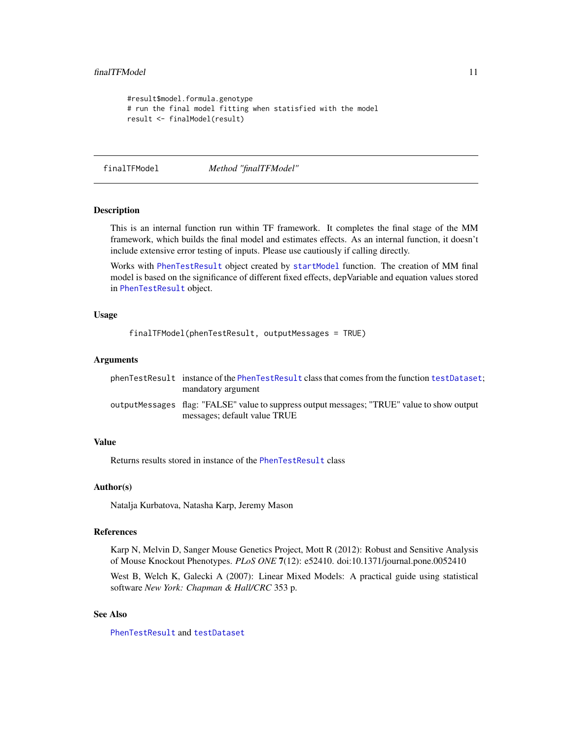```
#result$model.formula.genotype
# run the final model fitting when statisfied with the model
result <- finalModel(result)
```

## finalTFModel *Method "finalTFModel"*

### Description

This is an internal function run within TF framework. It completes the final stage of the MM framework, which builds the final model and estimates effects. As an internal function, it doesn't include extensive error testing of inputs. Please use cautiously if calling directly.

Works with `PhenTestResult` object created by `startModel` function. The creation of MM final model is based on the significance of different fixed effects, depVariable and equation values stored in `PhenTestResult` object.

### Usage

```
finalTFModel(phenTestResult, outputMessages = TRUE)
```

### Arguments

| | |
|---|---|
| phenTestResult | instance of the `PhenTestResult` class that comes from the function `testDataset`; mandatory argument |
| outputMessages | flag: "FALSE" value to suppress output messages; "TRUE" value to show output messages; default value TRUE |

### Value

Returns results stored in instance of the `PhenTestResult` class

### Author(s)

Natalja Kurbatova, Natasha Karp, Jeremy Mason

### References

Karp N, Melvin D, Sanger Mouse Genetics Project, Mott R (2012): Robust and Sensitive Analysis of Mouse Knockout Phenotypes. *PLoS ONE* **7**(12): e52410. doi:10.1371/journal.pone.0052410

West B, Welch K, Galecki A (2007): Linear Mixed Models: A practical guide using statistical software *New York: Chapman & Hall/CRC* 353 p.

### See Also

`PhenTestResult` and `testDataset`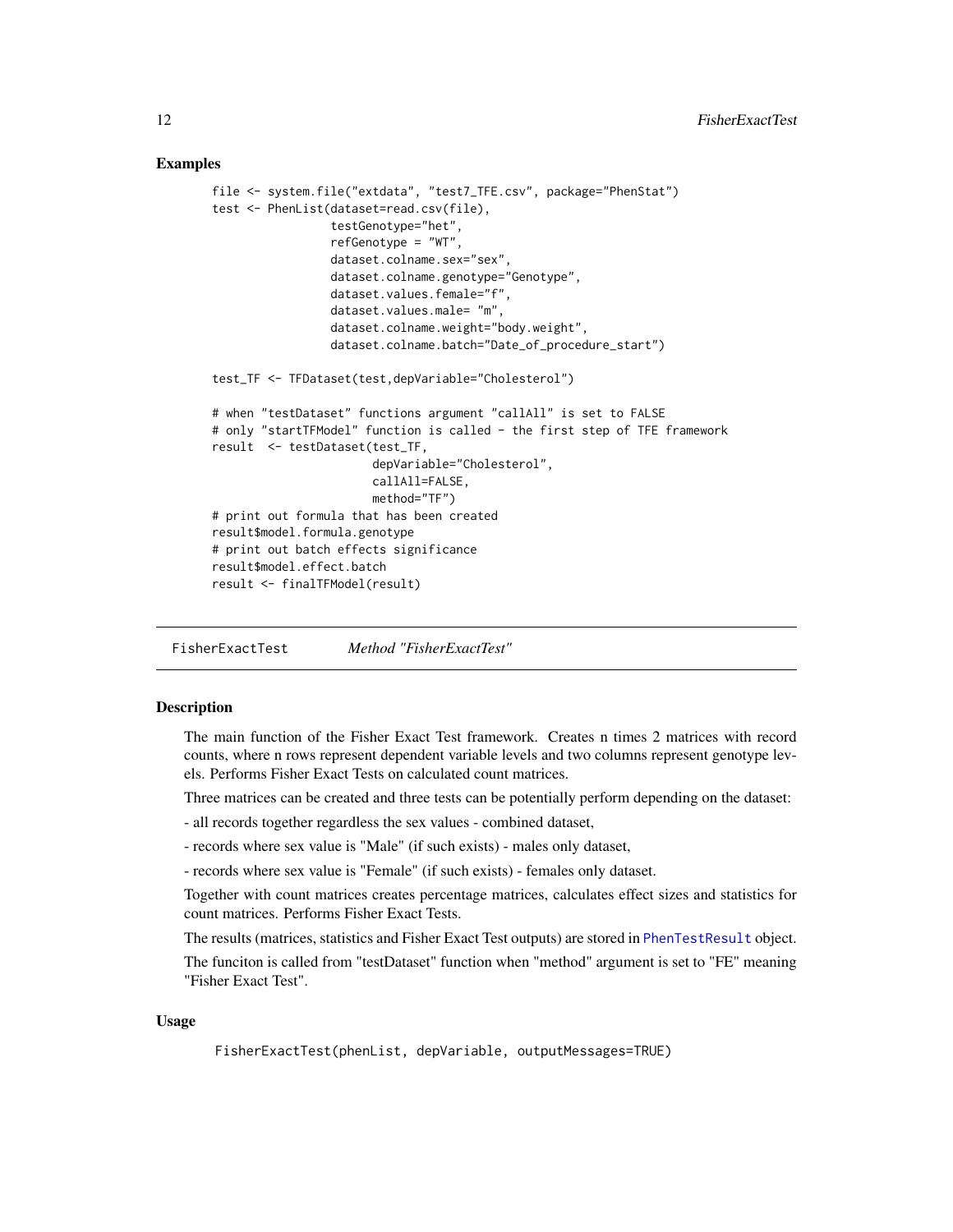## Examples

```
file <- system.file("extdata", "test7_TFE.csv", package="PhenStat")
test <- PhenList(dataset=read.csv(file),
                 testGenotype="het",
                 refGenotype = "WT",
                 dataset.colname.sex="sex",
                 dataset.colname.genotype="Genotype",
                 dataset.values.female="f",
                 dataset.values.male= "m",
                 dataset.colname.weight="body.weight",
                 dataset.colname.batch="Date_of_procedure_start")

test_TF <- TFDataset(test,depVariable="Cholesterol")

# when "testDataset" functions argument "callAll" is set to FALSE
# only "startTFModel" function is called - the first step of TFE framework
result  <- testDataset(test_TF,
                       depVariable="Cholesterol",
                       callAll=FALSE,
                       method="TF")
# print out formula that has been created
result$model.formula.genotype
# print out batch effects significance
result$model.effect.batch
result <- finalTFModel(result)
```

---

# FisherExactTest    *Method "FisherExactTest"*

## Description

The main function of the Fisher Exact Test framework. Creates n times 2 matrices with record counts, where n rows represent dependent variable levels and two columns represent genotype levels. Performs Fisher Exact Tests on calculated count matrices.

Three matrices can be created and three tests can be potentially perform depending on the dataset:

- all records together regardless the sex values - combined dataset,

- records where sex value is "Male" (if such exists) - males only dataset,

- records where sex value is "Female" (if such exists) - females only dataset.

Together with count matrices creates percentage matrices, calculates effect sizes and statistics for count matrices. Performs Fisher Exact Tests.

The results (matrices, statistics and Fisher Exact Test outputs) are stored in PhenTestResult object.

The funciton is called from "testDataset" function when "method" argument is set to "FE" meaning "Fisher Exact Test".

## Usage

```
FisherExactTest(phenList, depVariable, outputMessages=TRUE)
```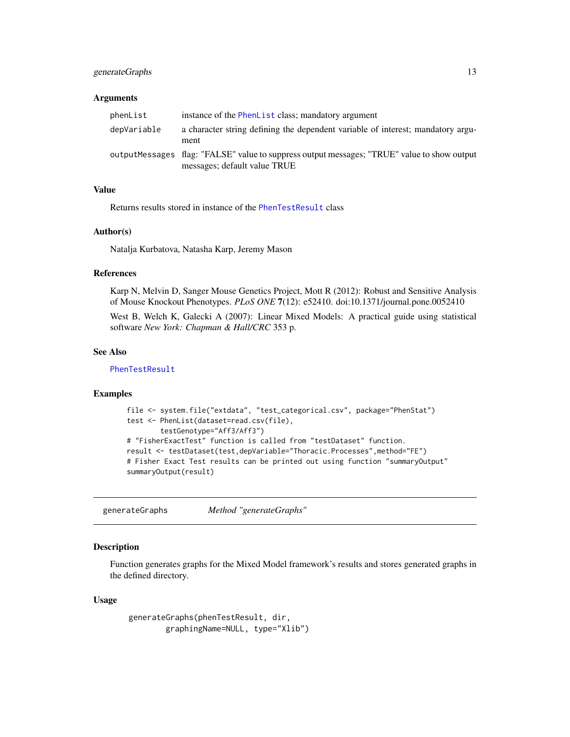### Arguments

| | |
|---|---|
| phenList | instance of the PhenList class; mandatory argument |
| depVariable | a character string defining the dependent variable of interest; mandatory argument |
| outputMessages | flag: "FALSE" value to suppress output messages; "TRUE" value to show output messages; default value TRUE |

### Value

Returns results stored in instance of the PhenTestResult class

### Author(s)

Natalja Kurbatova, Natasha Karp, Jeremy Mason

### References

Karp N, Melvin D, Sanger Mouse Genetics Project, Mott R (2012): Robust and Sensitive Analysis of Mouse Knockout Phenotypes. *PLoS ONE* **7**(12): e52410. doi:10.1371/journal.pone.0052410

West B, Welch K, Galecki A (2007): Linear Mixed Models: A practical guide using statistical software *New York: Chapman & Hall/CRC* 353 p.

### See Also

PhenTestResult

### Examples

```
file <- system.file("extdata", "test_categorical.csv", package="PhenStat")
test <- PhenList(dataset=read.csv(file),
        testGenotype="Aff3/Aff3")
# "FisherExactTest" function is called from "testDataset" function.
result <- testDataset(test,depVariable="Thoracic.Processes",method="FE")
# Fisher Exact Test results can be printed out using function "summaryOutput"
summaryOutput(result)
```

---

## generateGraphs &nbsp;&nbsp;&nbsp; *Method "generateGraphs"*

---

### Description

Function generates graphs for the Mixed Model framework's results and stores generated graphs in the defined directory.

### Usage

```
generateGraphs(phenTestResult, dir,
        graphingName=NULL, type="Xlib")
```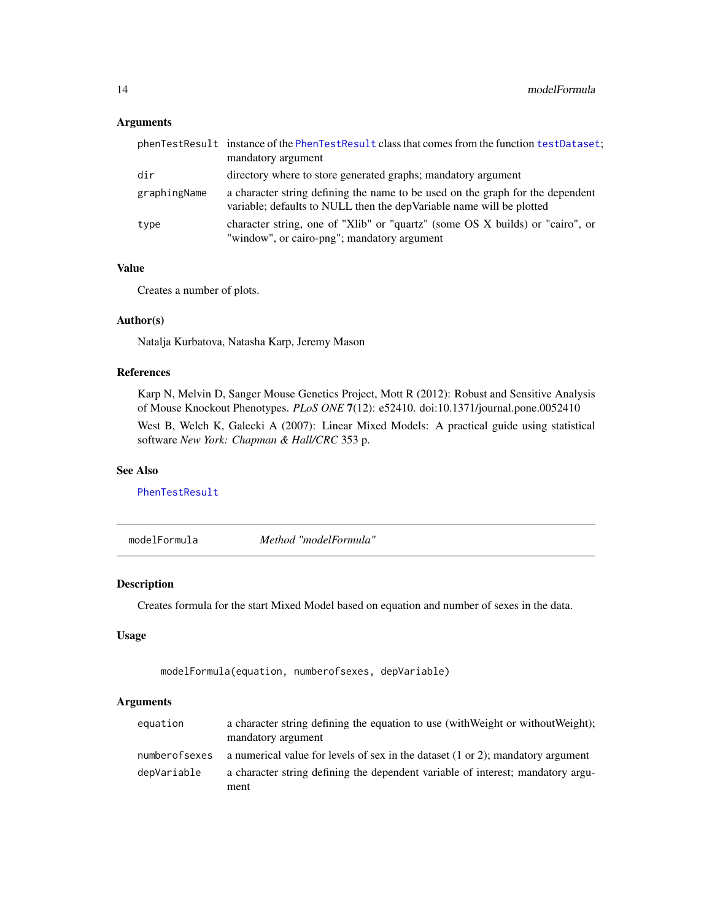### Arguments

| | |
|---|---|
| phenTestResult | instance of the PhenTestResult class that comes from the function testDataset; mandatory argument |
| dir | directory where to store generated graphs; mandatory argument |
| graphingName | a character string defining the name to be used on the graph for the dependent variable; defaults to NULL then the depVariable name will be plotted |
| type | character string, one of "Xlib" or "quartz" (some OS X builds) or "cairo", or "window", or cairo-png"; mandatory argument |

### Value

Creates a number of plots.

### Author(s)

Natalja Kurbatova, Natasha Karp, Jeremy Mason

### References

Karp N, Melvin D, Sanger Mouse Genetics Project, Mott R (2012): Robust and Sensitive Analysis of Mouse Knockout Phenotypes. *PLoS ONE* **7**(12): e52410. doi:10.1371/journal.pone.0052410

West B, Welch K, Galecki A (2007): Linear Mixed Models: A practical guide using statistical software *New York: Chapman & Hall/CRC* 353 p.

### See Also

PhenTestResult

---

## modelFormula *Method "modelFormula"*

---

### Description

Creates formula for the start Mixed Model based on equation and number of sexes in the data.

### Usage

```
modelFormula(equation, numberofsexes, depVariable)
```

### Arguments

| | |
|---|---|
| equation | a character string defining the equation to use (withWeight or withoutWeight); mandatory argument |
| numberofsexes | a numerical value for levels of sex in the dataset (1 or 2); mandatory argument |
| depVariable | a character string defining the dependent variable of interest; mandatory argument |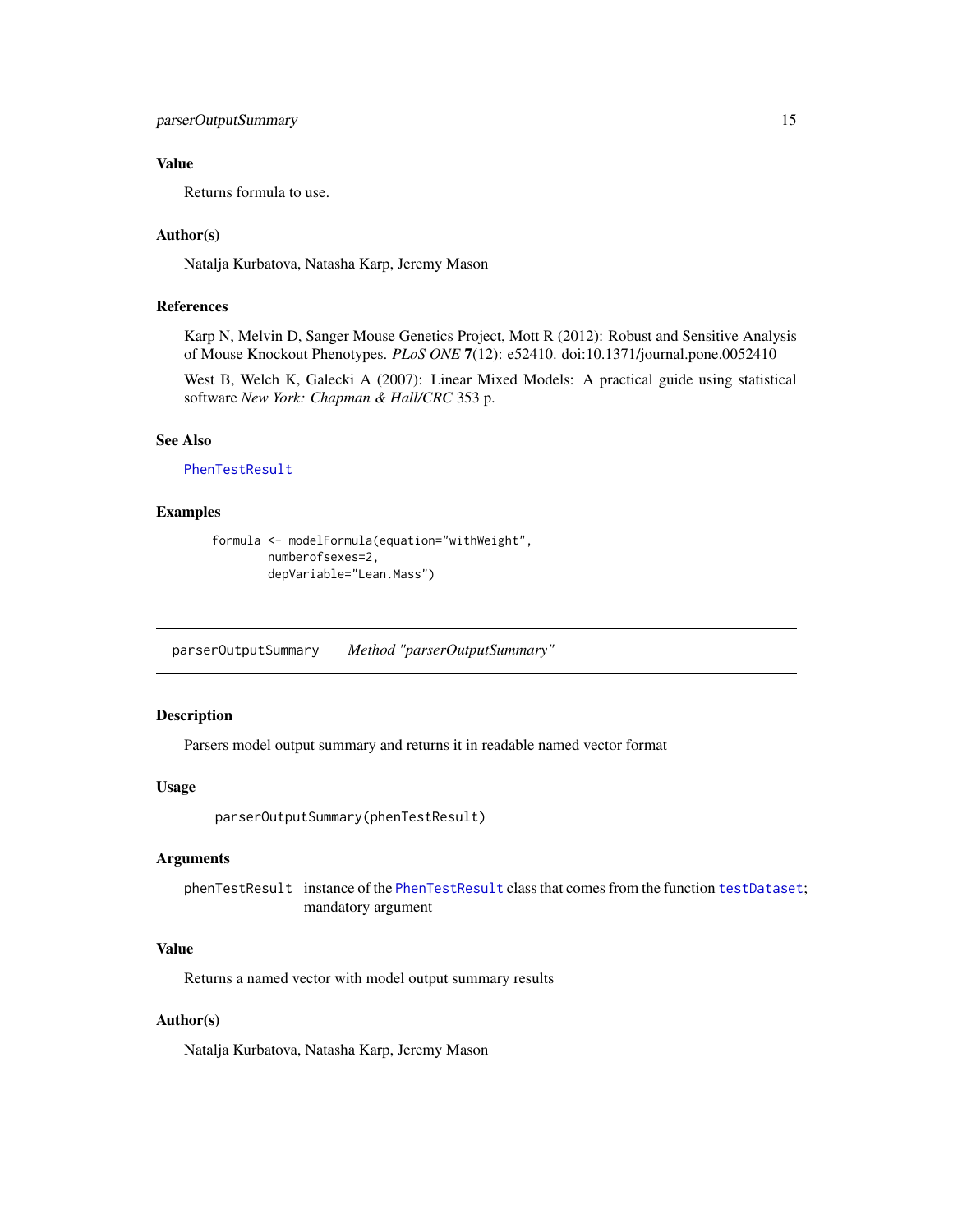### Value

Returns formula to use.

### Author(s)

Natalja Kurbatova, Natasha Karp, Jeremy Mason

### References

Karp N, Melvin D, Sanger Mouse Genetics Project, Mott R (2012): Robust and Sensitive Analysis of Mouse Knockout Phenotypes. *PLoS ONE* **7**(12): e52410. doi:10.1371/journal.pone.0052410

West B, Welch K, Galecki A (2007): Linear Mixed Models: A practical guide using statistical software *New York: Chapman & Hall/CRC* 353 p.

### See Also

PhenTestResult

### Examples

```
formula <- modelFormula(equation="withWeight",
        numberofsexes=2,
        depVariable="Lean.Mass")
```

---

## parserOutputSummary    *Method "parserOutputSummary"*

---

### Description

Parsers model output summary and returns it in readable named vector format

### Usage

```
parserOutputSummary(phenTestResult)
```

### Arguments

phenTestResult    instance of the PhenTestResult class that comes from the function testDataset; mandatory argument

### Value

Returns a named vector with model output summary results

### Author(s)

Natalja Kurbatova, Natasha Karp, Jeremy Mason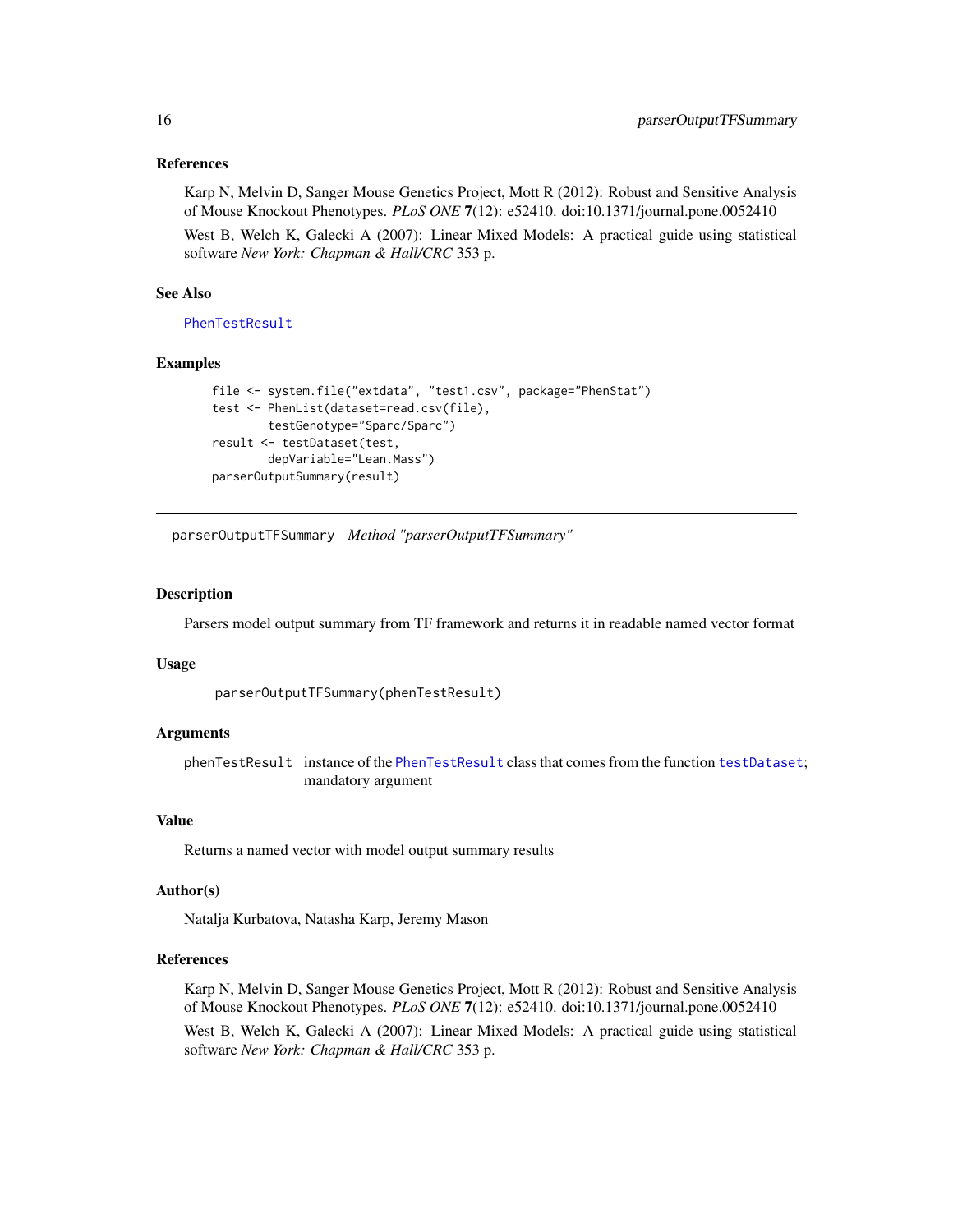### References

Karp N, Melvin D, Sanger Mouse Genetics Project, Mott R (2012): Robust and Sensitive Analysis of Mouse Knockout Phenotypes. *PLoS ONE* **7**(12): e52410. doi:10.1371/journal.pone.0052410

West B, Welch K, Galecki A (2007): Linear Mixed Models: A practical guide using statistical software *New York: Chapman & Hall/CRC* 353 p.

### See Also

PhenTestResult

### Examples

```
file <- system.file("extdata", "test1.csv", package="PhenStat")
test <- PhenList(dataset=read.csv(file),
        testGenotype="Sparc/Sparc")
result <- testDataset(test,
        depVariable="Lean.Mass")
parserOutputSummary(result)
```

---

## parserOutputTFSummary *Method "parserOutputTFSummary"*

---

### Description

Parsers model output summary from TF framework and returns it in readable named vector format

### Usage

```
parserOutputTFSummary(phenTestResult)
```

### Arguments

phenTestResult instance of the PhenTestResult class that comes from the function testDataset; mandatory argument

### Value

Returns a named vector with model output summary results

### Author(s)

Natalja Kurbatova, Natasha Karp, Jeremy Mason

### References

Karp N, Melvin D, Sanger Mouse Genetics Project, Mott R (2012): Robust and Sensitive Analysis of Mouse Knockout Phenotypes. *PLoS ONE* **7**(12): e52410. doi:10.1371/journal.pone.0052410

West B, Welch K, Galecki A (2007): Linear Mixed Models: A practical guide using statistical software *New York: Chapman & Hall/CRC* 353 p.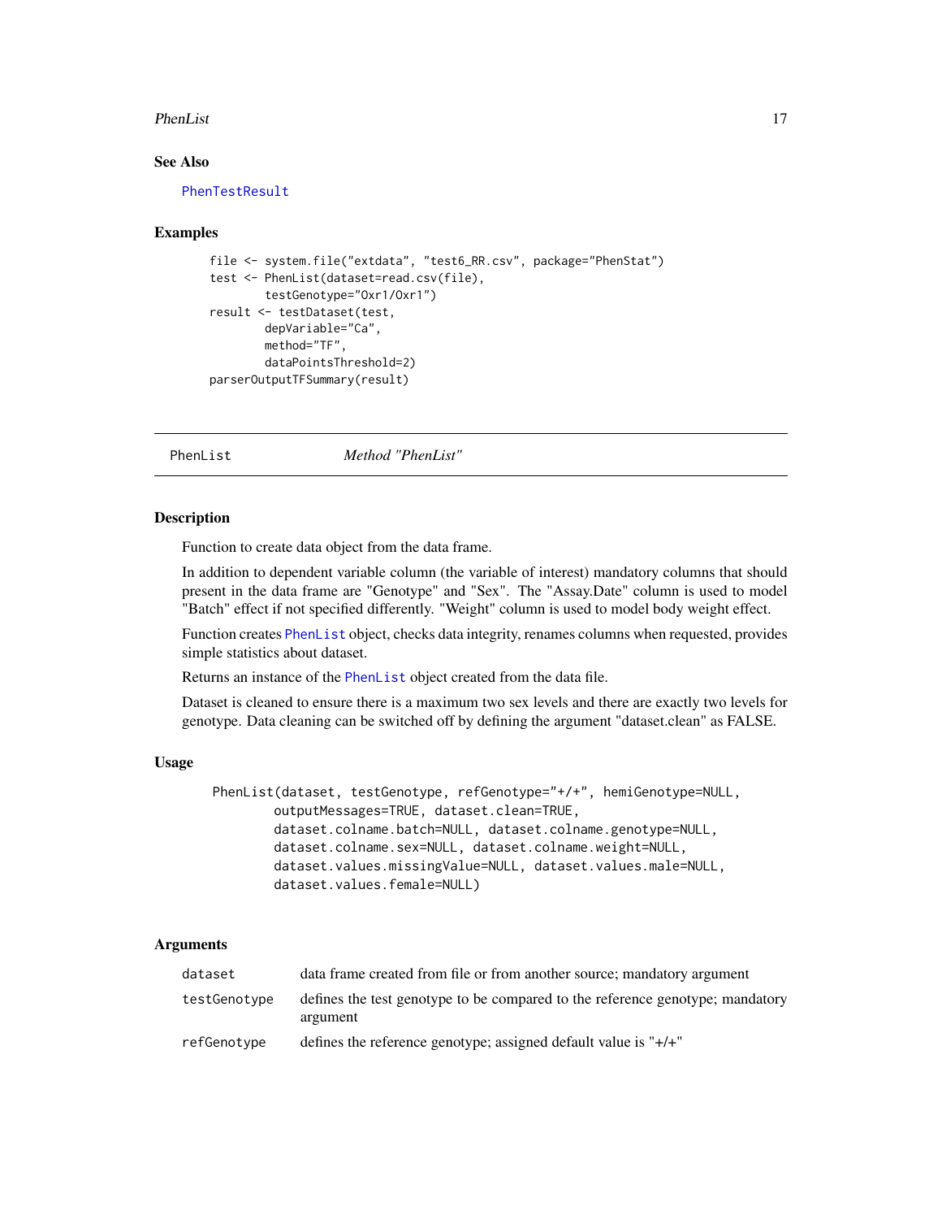## See Also

PhenTestResult

## Examples

```
file <- system.file("extdata", "test6_RR.csv", package="PhenStat")
test <- PhenList(dataset=read.csv(file),
        testGenotype="Oxr1/Oxr1")
result <- testDataset(test,
        depVariable="Ca",
        method="TF",
        dataPointsThreshold=2)
parserOutputTFSummary(result)
```

---

PhenList *Method "PhenList"*

---

## Description

Function to create data object from the data frame.

In addition to dependent variable column (the variable of interest) mandatory columns that should present in the data frame are "Genotype" and "Sex". The "Assay.Date" column is used to model "Batch" effect if not specified differently. "Weight" column is used to model body weight effect.

Function creates PhenList object, checks data integrity, renames columns when requested, provides simple statistics about dataset.

Returns an instance of the PhenList object created from the data file.

Dataset is cleaned to ensure there is a maximum two sex levels and there are exactly two levels for genotype. Data cleaning can be switched off by defining the argument "dataset.clean" as FALSE.

## Usage

```
PhenList(dataset, testGenotype, refGenotype="+/+", hemiGenotype=NULL,
        outputMessages=TRUE, dataset.clean=TRUE,
        dataset.colname.batch=NULL, dataset.colname.genotype=NULL,
        dataset.colname.sex=NULL, dataset.colname.weight=NULL,
        dataset.values.missingValue=NULL, dataset.values.male=NULL,
        dataset.values.female=NULL)
```

## Arguments

| | |
|---|---|
| dataset | data frame created from file or from another source; mandatory argument |
| testGenotype | defines the test genotype to be compared to the reference genotype; mandatory argument |
| refGenotype | defines the reference genotype; assigned default value is "+/+" |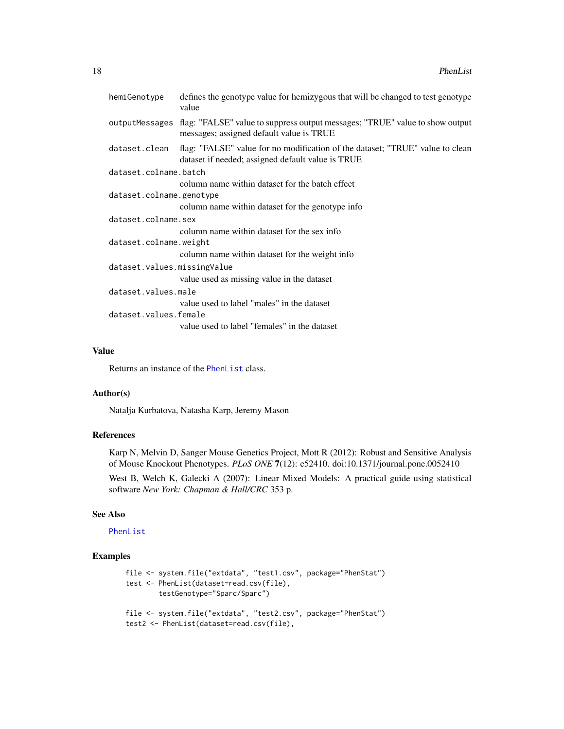| | |
|---|---|
| `hemiGenotype` | defines the genotype value for hemizygous that will be changed to test genotype value |
| `outputMessages` | flag: "FALSE" value to suppress output messages; "TRUE" value to show output messages; assigned default value is TRUE |
| `dataset.clean` | flag: "FALSE" value for no modification of the dataset; "TRUE" value to clean dataset if needed; assigned default value is TRUE |
| `dataset.colname.batch` | column name within dataset for the batch effect |
| `dataset.colname.genotype` | column name within dataset for the genotype info |
| `dataset.colname.sex` | column name within dataset for the sex info |
| `dataset.colname.weight` | column name within dataset for the weight info |
| `dataset.values.missingValue` | value used as missing value in the dataset |
| `dataset.values.male` | value used to label "males" in the dataset |
| `dataset.values.female` | value used to label "females" in the dataset |

### Value

Returns an instance of the `PhenList` class.

### Author(s)

Natalja Kurbatova, Natasha Karp, Jeremy Mason

### References

Karp N, Melvin D, Sanger Mouse Genetics Project, Mott R (2012): Robust and Sensitive Analysis of Mouse Knockout Phenotypes. *PLoS ONE* **7**(12): e52410. doi:10.1371/journal.pone.0052410

West B, Welch K, Galecki A (2007): Linear Mixed Models: A practical guide using statistical software *New York: Chapman & Hall/CRC* 353 p.

### See Also

`PhenList`

### Examples

```
file <- system.file("extdata", "test1.csv", package="PhenStat")
test <- PhenList(dataset=read.csv(file),
        testGenotype="Sparc/Sparc")

file <- system.file("extdata", "test2.csv", package="PhenStat")
test2 <- PhenList(dataset=read.csv(file),
```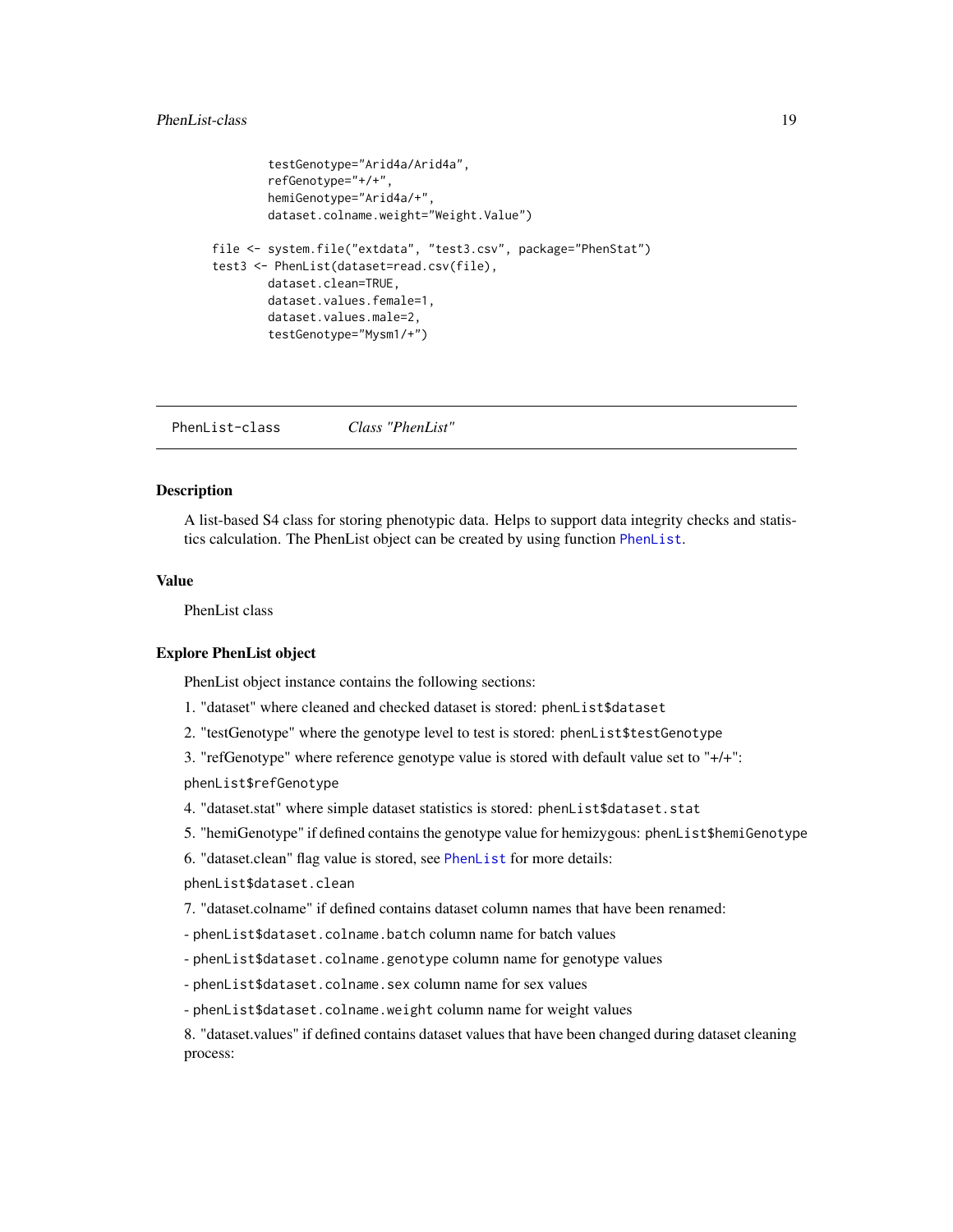```
        testGenotype="Arid4a/Arid4a",
        refGenotype="+/+",
        hemiGenotype="Arid4a/+",
        dataset.colname.weight="Weight.Value")

file <- system.file("extdata", "test3.csv", package="PhenStat")
test3 <- PhenList(dataset=read.csv(file),
        dataset.clean=TRUE,
        dataset.values.female=1,
        dataset.values.male=2,
        testGenotype="Mysm1/+")
```

---

PhenList-class    *Class "PhenList"*

---

### Description

A list-based S4 class for storing phenotypic data. Helps to support data integrity checks and statistics calculation. The PhenList object can be created by using function `PhenList`.

### Value

PhenList class

### Explore PhenList object

PhenList object instance contains the following sections:

1. "dataset" where cleaned and checked dataset is stored: `phenList$dataset`

2. "testGenotype" where the genotype level to test is stored: `phenList$testGenotype`

3. "refGenotype" where reference genotype value is stored with default value set to "+/+":

`phenList$refGenotype`

4. "dataset.stat" where simple dataset statistics is stored: `phenList$dataset.stat`

5. "hemiGenotype" if defined contains the genotype value for hemizygous: `phenList$hemiGenotype`

6. "dataset.clean" flag value is stored, see `PhenList` for more details:

`phenList$dataset.clean`

7. "dataset.colname" if defined contains dataset column names that have been renamed:

- `phenList$dataset.colname.batch` column name for batch values

- `phenList$dataset.colname.genotype` column name for genotype values

- `phenList$dataset.colname.sex` column name for sex values

- `phenList$dataset.colname.weight` column name for weight values

8. "dataset.values" if defined contains dataset values that have been changed during dataset cleaning process: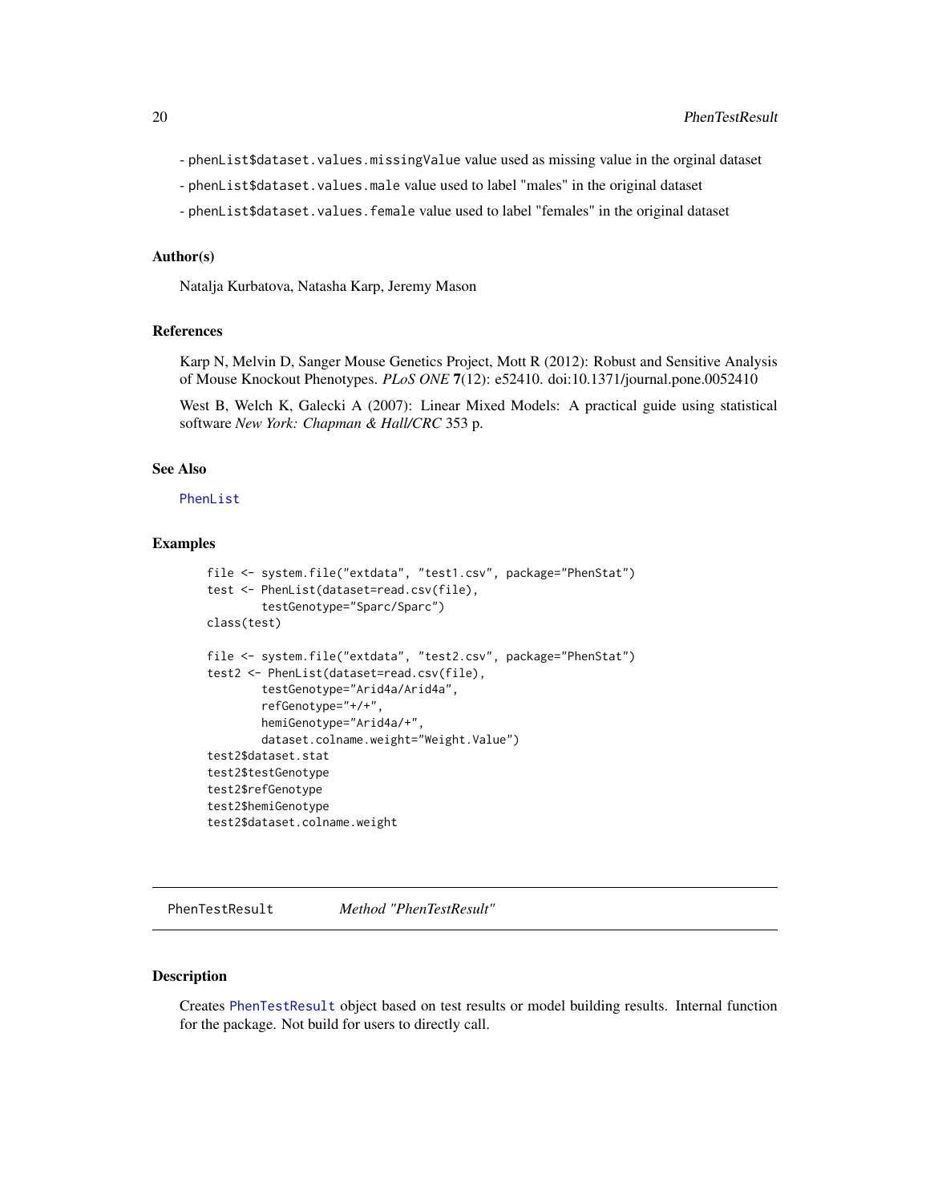- `phenList$dataset.values.missingValue` value used as missing value in the orginal dataset

- `phenList$dataset.values.male` value used to label "males" in the original dataset

- `phenList$dataset.values.female` value used to label "females" in the original dataset

### Author(s)

Natalja Kurbatova, Natasha Karp, Jeremy Mason

### References

Karp N, Melvin D, Sanger Mouse Genetics Project, Mott R (2012): Robust and Sensitive Analysis of Mouse Knockout Phenotypes. *PLoS ONE* **7**(12): e52410. doi:10.1371/journal.pone.0052410

West B, Welch K, Galecki A (2007): Linear Mixed Models: A practical guide using statistical software *New York: Chapman & Hall/CRC* 353 p.

### See Also

`PhenList`

### Examples

```
file <- system.file("extdata", "test1.csv", package="PhenStat")
test <- PhenList(dataset=read.csv(file),
        testGenotype="Sparc/Sparc")
class(test)

file <- system.file("extdata", "test2.csv", package="PhenStat")
test2 <- PhenList(dataset=read.csv(file),
        testGenotype="Arid4a/Arid4a",
        refGenotype="+/+",
        hemiGenotype="Arid4a/+",
        dataset.colname.weight="Weight.Value")
test2$dataset.stat
test2$testGenotype
test2$refGenotype
test2$hemiGenotype
test2$dataset.colname.weight
```

---

## `PhenTestResult` *Method "PhenTestResult"*

---

### Description

Creates `PhenTestResult` object based on test results or model building results. Internal function for the package. Not build for users to directly call.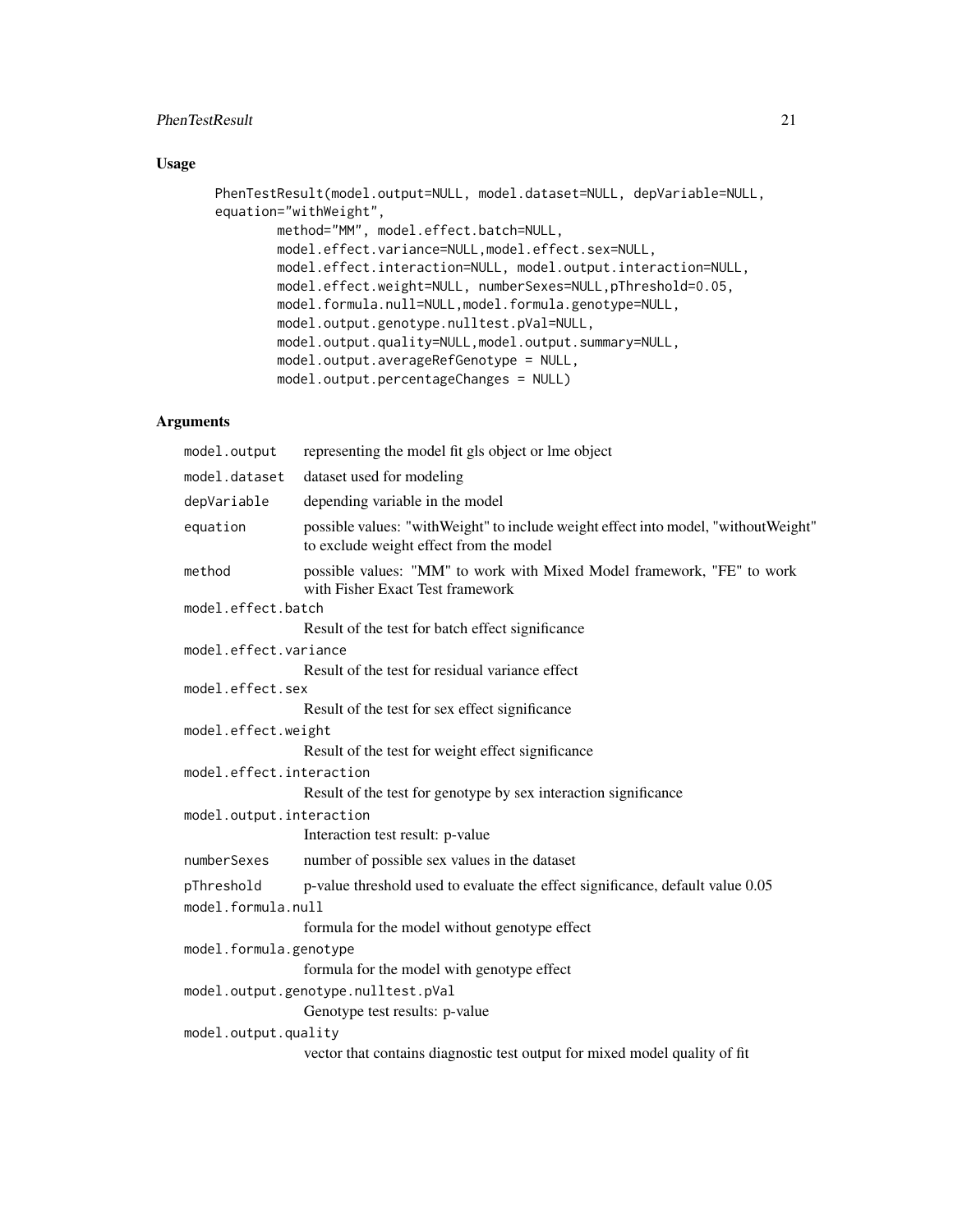## Usage

```
PhenTestResult(model.output=NULL, model.dataset=NULL, depVariable=NULL,
equation="withWeight",
        method="MM", model.effect.batch=NULL,
        model.effect.variance=NULL,model.effect.sex=NULL,
        model.effect.interaction=NULL, model.output.interaction=NULL,
        model.effect.weight=NULL, numberSexes=NULL,pThreshold=0.05,
        model.formula.null=NULL,model.formula.genotype=NULL,
        model.output.genotype.nulltest.pVal=NULL,
        model.output.quality=NULL,model.output.summary=NULL,
        model.output.averageRefGenotype = NULL,
        model.output.percentageChanges = NULL)
```

## Arguments

| Argument | Description |
|---|---|
| `model.output` | representing the model fit gls object or lme object |
| `model.dataset` | dataset used for modeling |
| `depVariable` | depending variable in the model |
| `equation` | possible values: "withWeight" to include weight effect into model, "withoutWeight" to exclude weight effect from the model |
| `method` | possible values: "MM" to work with Mixed Model framework, "FE" to work with Fisher Exact Test framework |
| `model.effect.batch` | Result of the test for batch effect significance |
| `model.effect.variance` | Result of the test for residual variance effect |
| `model.effect.sex` | Result of the test for sex effect significance |
| `model.effect.weight` | Result of the test for weight effect significance |
| `model.effect.interaction` | Result of the test for genotype by sex interaction significance |
| `model.output.interaction` | Interaction test result: p-value |
| `numberSexes` | number of possible sex values in the dataset |
| `pThreshold` | p-value threshold used to evaluate the effect significance, default value 0.05 |
| `model.formula.null` | formula for the model without genotype effect |
| `model.formula.genotype` | formula for the model with genotype effect |
| `model.output.genotype.nulltest.pVal` | Genotype test results: p-value |
| `model.output.quality` | vector that contains diagnostic test output for mixed model quality of fit |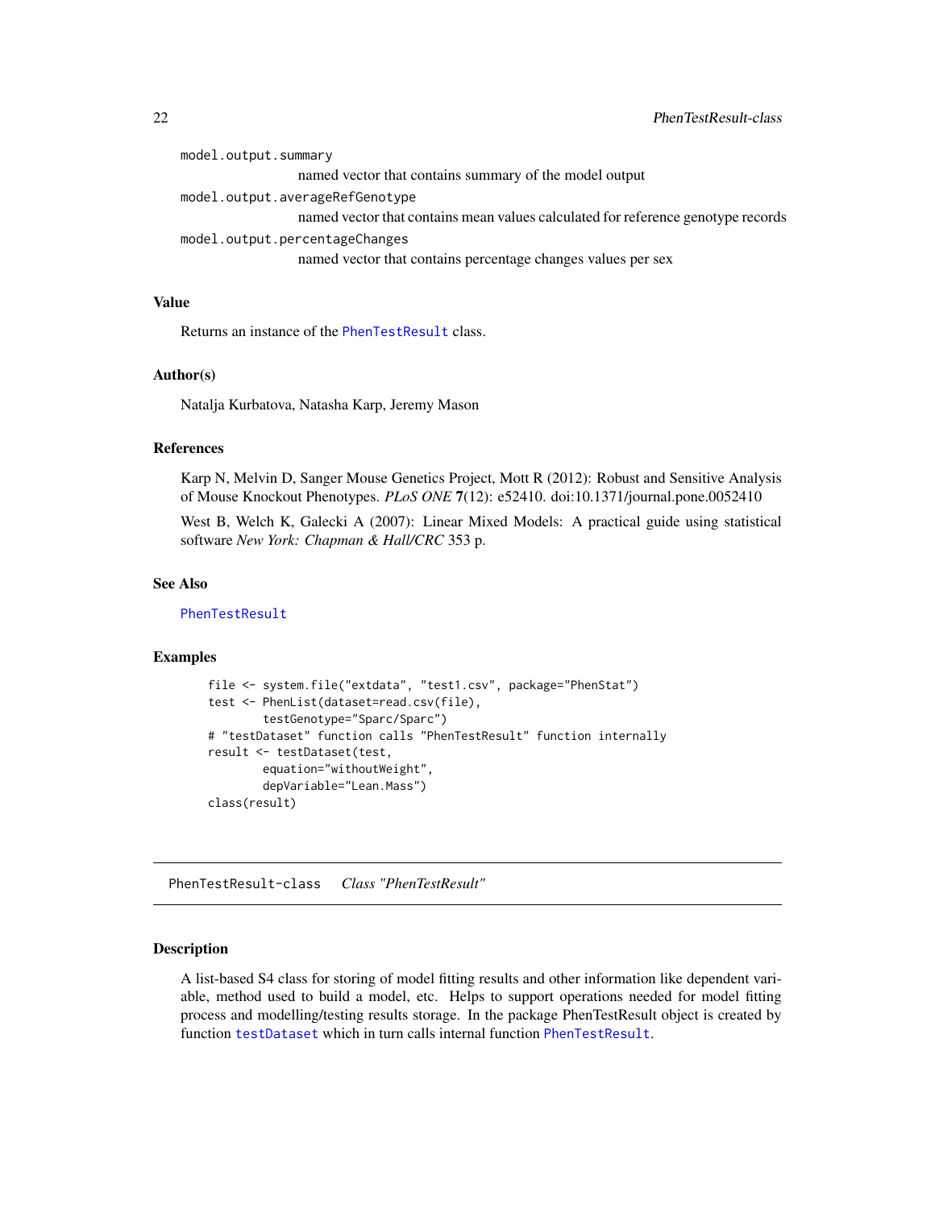`model.output.summary`
: named vector that contains summary of the model output

`model.output.averageRefGenotype`
: named vector that contains mean values calculated for reference genotype records

`model.output.percentageChanges`
: named vector that contains percentage changes values per sex

### Value

Returns an instance of the `PhenTestResult` class.

### Author(s)

Natalja Kurbatova, Natasha Karp, Jeremy Mason

### References

Karp N, Melvin D, Sanger Mouse Genetics Project, Mott R (2012): Robust and Sensitive Analysis of Mouse Knockout Phenotypes. *PLoS ONE* **7**(12): e52410. doi:10.1371/journal.pone.0052410

West B, Welch K, Galecki A (2007): Linear Mixed Models: A practical guide using statistical software *New York: Chapman & Hall/CRC* 353 p.

### See Also

`PhenTestResult`

### Examples

```
file <- system.file("extdata", "test1.csv", package="PhenStat")
test <- PhenList(dataset=read.csv(file),
        testGenotype="Sparc/Sparc")
# "testDataset" function calls "PhenTestResult" function internally
result <- testDataset(test,
        equation="withoutWeight",
        depVariable="Lean.Mass")
class(result)
```

---

## PhenTestResult-class *Class "PhenTestResult"*

---

### Description

A list-based S4 class for storing of model fitting results and other information like dependent variable, method used to build a model, etc. Helps to support operations needed for model fitting process and modelling/testing results storage. In the package PhenTestResult object is created by function `testDataset` which in turn calls internal function `PhenTestResult`.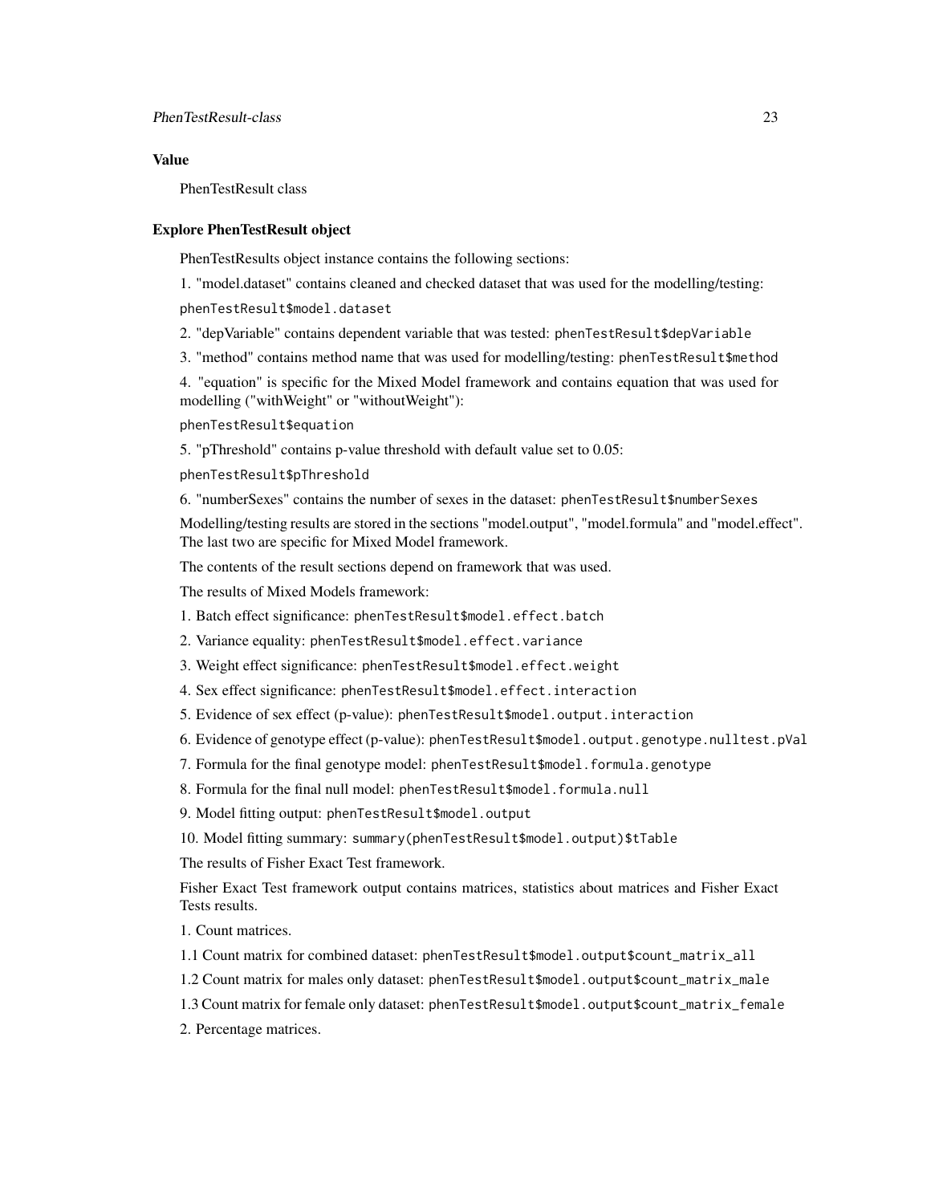### Value

PhenTestResult class

### Explore PhenTestResult object

PhenTestResults object instance contains the following sections:

1. "model.dataset" contains cleaned and checked dataset that was used for the modelling/testing: `phenTestResult$model.dataset`

2. "depVariable" contains dependent variable that was tested: `phenTestResult$depVariable`

3. "method" contains method name that was used for modelling/testing: `phenTestResult$method`

4. "equation" is specific for the Mixed Model framework and contains equation that was used for modelling ("withWeight" or "withoutWeight"): `phenTestResult$equation`

5. "pThreshold" contains p-value threshold with default value set to 0.05: `phenTestResult$pThreshold`

6. "numberSexes" contains the number of sexes in the dataset: `phenTestResult$numberSexes`

Modelling/testing results are stored in the sections "model.output", "model.formula" and "model.effect". The last two are specific for Mixed Model framework.

The contents of the result sections depend on framework that was used.

The results of Mixed Models framework:

1. Batch effect significance: `phenTestResult$model.effect.batch`

2. Variance equality: `phenTestResult$model.effect.variance`

3. Weight effect significance: `phenTestResult$model.effect.weight`

4. Sex effect significance: `phenTestResult$model.effect.interaction`

5. Evidence of sex effect (p-value): `phenTestResult$model.output.interaction`

6. Evidence of genotype effect (p-value): `phenTestResult$model.output.genotype.nulltest.pVal`

7. Formula for the final genotype model: `phenTestResult$model.formula.genotype`

8. Formula for the final null model: `phenTestResult$model.formula.null`

9. Model fitting output: `phenTestResult$model.output`

10. Model fitting summary: `summary(phenTestResult$model.output)$tTable`

The results of Fisher Exact Test framework.

Fisher Exact Test framework output contains matrices, statistics about matrices and Fisher Exact Tests results.

1. Count matrices.

1.1 Count matrix for combined dataset: `phenTestResult$model.output$count_matrix_all`

1.2 Count matrix for males only dataset: `phenTestResult$model.output$count_matrix_male`

1.3 Count matrix for female only dataset: `phenTestResult$model.output$count_matrix_female`

2. Percentage matrices.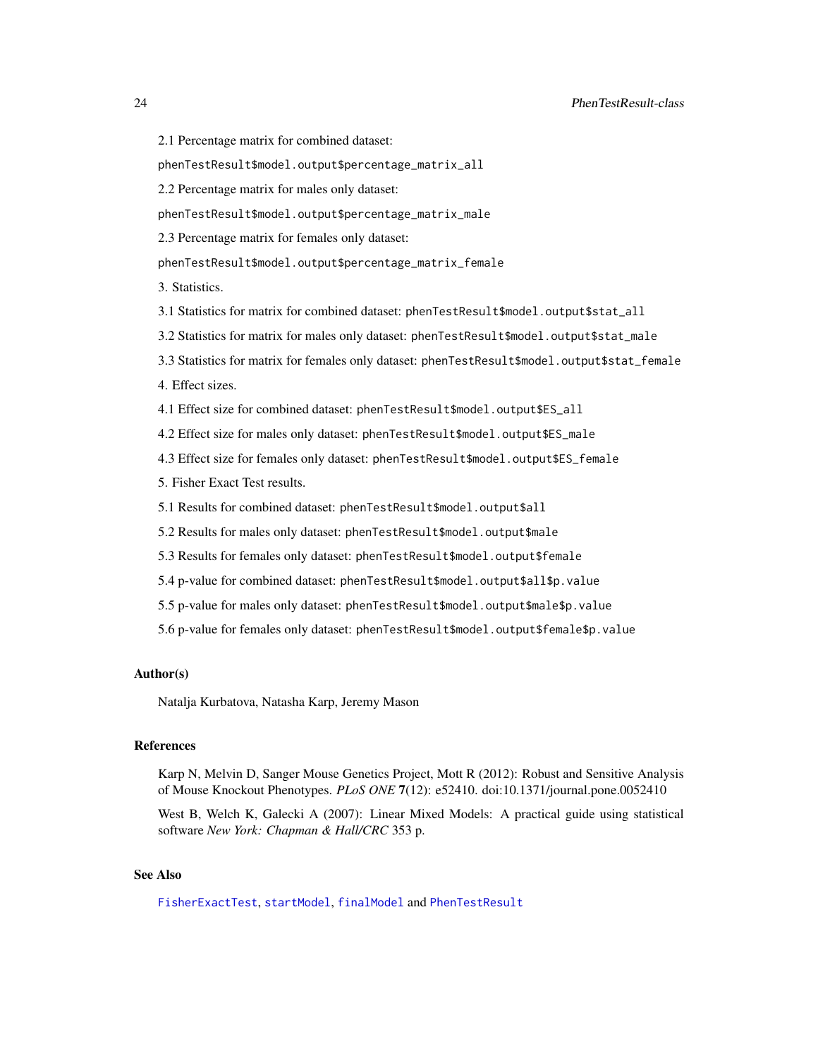2.1 Percentage matrix for combined dataset:

`phenTestResult$model.output$percentage_matrix_all`

2.2 Percentage matrix for males only dataset:

`phenTestResult$model.output$percentage_matrix_male`

2.3 Percentage matrix for females only dataset:

`phenTestResult$model.output$percentage_matrix_female`

3. Statistics.

3.1 Statistics for matrix for combined dataset: `phenTestResult$model.output$stat_all`

3.2 Statistics for matrix for males only dataset: `phenTestResult$model.output$stat_male`

3.3 Statistics for matrix for females only dataset: `phenTestResult$model.output$stat_female`

4. Effect sizes.

4.1 Effect size for combined dataset: `phenTestResult$model.output$ES_all`

4.2 Effect size for males only dataset: `phenTestResult$model.output$ES_male`

4.3 Effect size for females only dataset: `phenTestResult$model.output$ES_female`

5. Fisher Exact Test results.

5.1 Results for combined dataset: `phenTestResult$model.output$all`

5.2 Results for males only dataset: `phenTestResult$model.output$male`

5.3 Results for females only dataset: `phenTestResult$model.output$female`

5.4 p-value for combined dataset: `phenTestResult$model.output$all$p.value`

5.5 p-value for males only dataset: `phenTestResult$model.output$male$p.value`

5.6 p-value for females only dataset: `phenTestResult$model.output$female$p.value`

### Author(s)

Natalja Kurbatova, Natasha Karp, Jeremy Mason

### References

Karp N, Melvin D, Sanger Mouse Genetics Project, Mott R (2012): Robust and Sensitive Analysis of Mouse Knockout Phenotypes. *PLoS ONE* **7**(12): e52410. doi:10.1371/journal.pone.0052410

West B, Welch K, Galecki A (2007): Linear Mixed Models: A practical guide using statistical software *New York: Chapman & Hall/CRC* 353 p.

### See Also

`FisherExactTest`, `startModel`, `finalModel` and `PhenTestResult`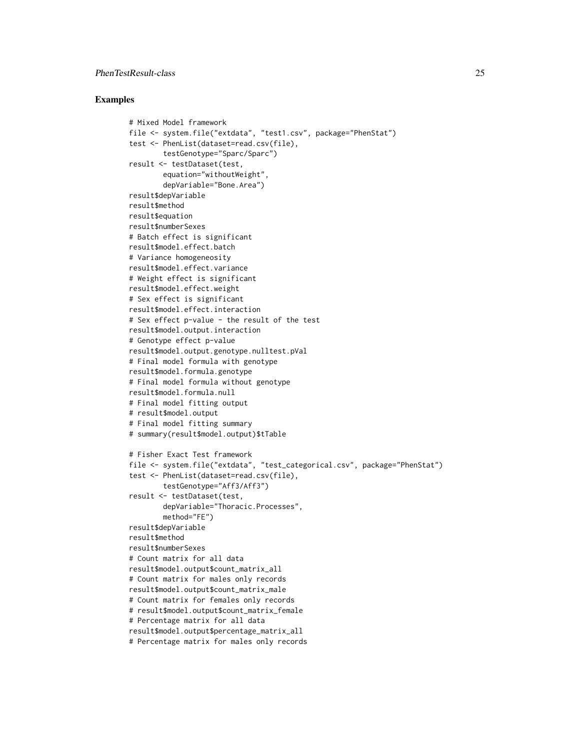## Examples

```
# Mixed Model framework
file <- system.file("extdata", "test1.csv", package="PhenStat")
test <- PhenList(dataset=read.csv(file),
        testGenotype="Sparc/Sparc")
result <- testDataset(test,
        equation="withoutWeight",
        depVariable="Bone.Area")
result$depVariable
result$method
result$equation
result$numberSexes
# Batch effect is significant
result$model.effect.batch
# Variance homogeneosity
result$model.effect.variance
# Weight effect is significant
result$model.effect.weight
# Sex effect is significant
result$model.effect.interaction
# Sex effect p-value - the result of the test
result$model.output.interaction
# Genotype effect p-value
result$model.output.genotype.nulltest.pVal
# Final model formula with genotype
result$model.formula.genotype
# Final model formula without genotype
result$model.formula.null
# Final model fitting output
# result$model.output
# Final model fitting summary
# summary(result$model.output)$tTable

# Fisher Exact Test framework
file <- system.file("extdata", "test_categorical.csv", package="PhenStat")
test <- PhenList(dataset=read.csv(file),
        testGenotype="Aff3/Aff3")
result <- testDataset(test,
        depVariable="Thoracic.Processes",
        method="FE")
result$depVariable
result$method
result$numberSexes
# Count matrix for all data
result$model.output$count_matrix_all
# Count matrix for males only records
result$model.output$count_matrix_male
# Count matrix for females only records
# result$model.output$count_matrix_female
# Percentage matrix for all data
result$model.output$percentage_matrix_all
# Percentage matrix for males only records
```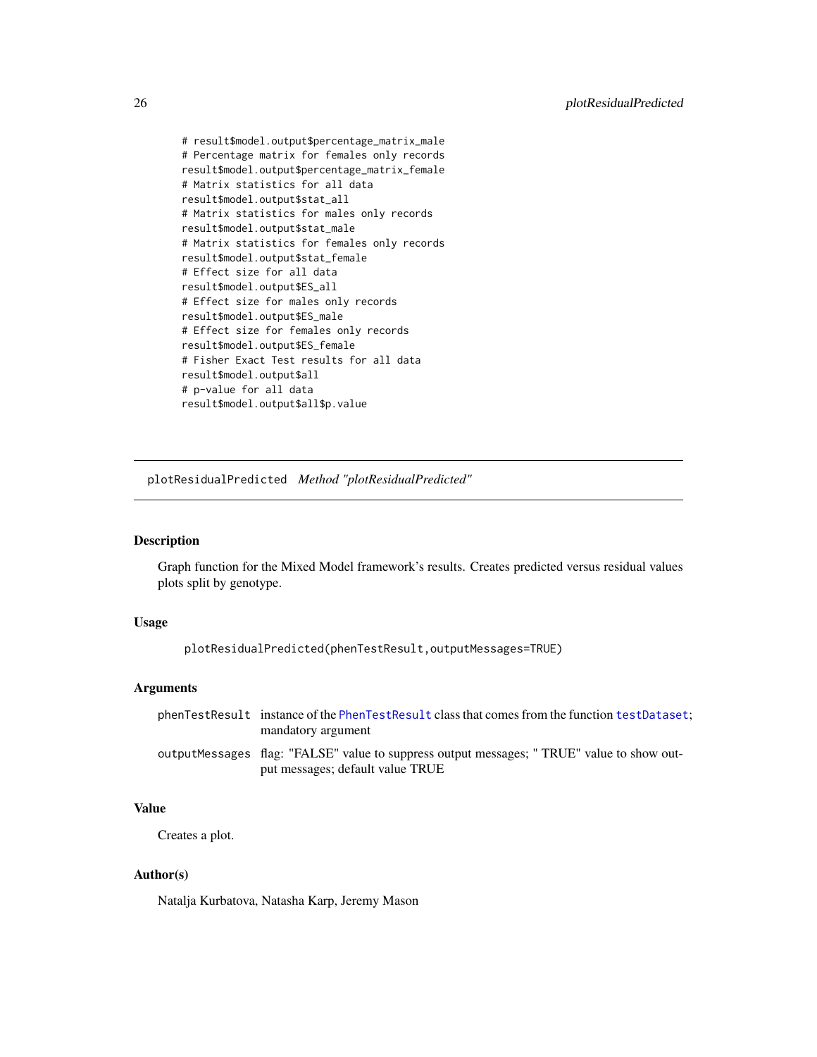```
# result$model.output$percentage_matrix_male
# Percentage matrix for females only records
result$model.output$percentage_matrix_female
# Matrix statistics for all data
result$model.output$stat_all
# Matrix statistics for males only records
result$model.output$stat_male
# Matrix statistics for females only records
result$model.output$stat_female
# Effect size for all data
result$model.output$ES_all
# Effect size for males only records
result$model.output$ES_male
# Effect size for females only records
result$model.output$ES_female
# Fisher Exact Test results for all data
result$model.output$all
# p-value for all data
result$model.output$all$p.value
```

## plotResidualPredicted *Method "plotResidualPredicted"*

### Description

Graph function for the Mixed Model framework's results. Creates predicted versus residual values plots split by genotype.

### Usage

```
plotResidualPredicted(phenTestResult,outputMessages=TRUE)
```

### Arguments

| | |
|---|---|
| phenTestResult | instance of the PhenTestResult class that comes from the function testDataset; mandatory argument |
| outputMessages | flag: "FALSE" value to suppress output messages; " TRUE" value to show output messages; default value TRUE |

### Value

Creates a plot.

### Author(s)

Natalja Kurbatova, Natasha Karp, Jeremy Mason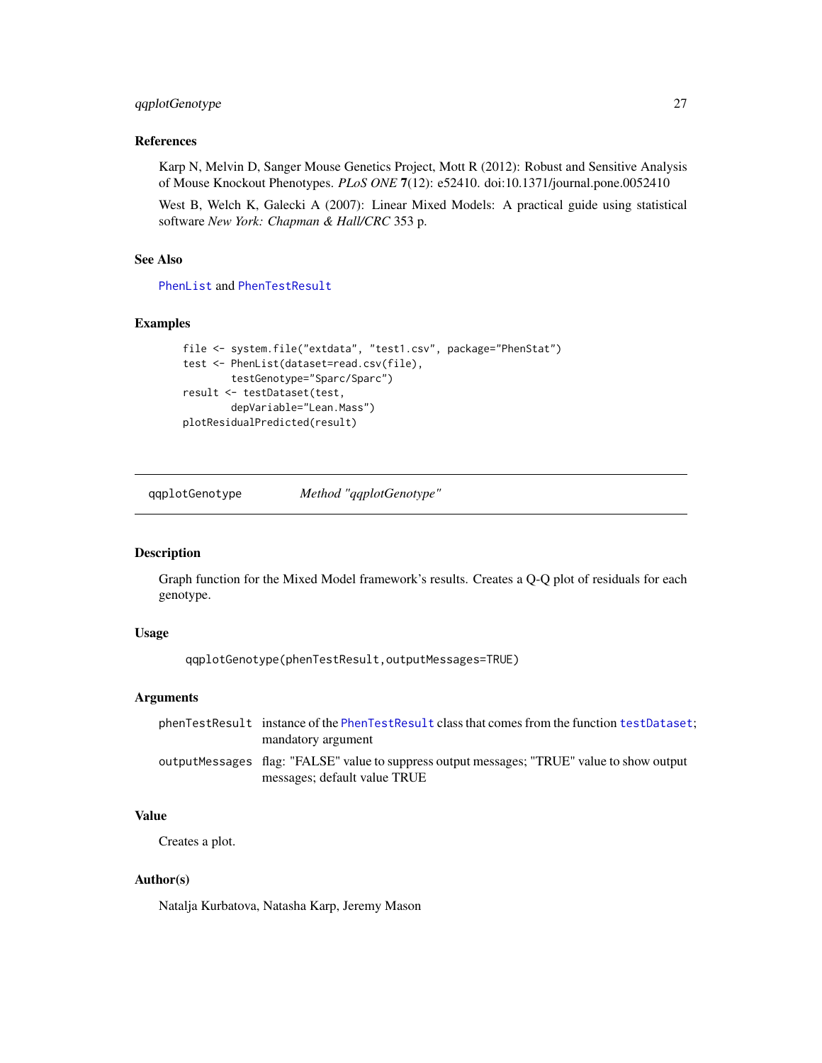### References

Karp N, Melvin D, Sanger Mouse Genetics Project, Mott R (2012): Robust and Sensitive Analysis of Mouse Knockout Phenotypes. *PLoS ONE* **7**(12): e52410. doi:10.1371/journal.pone.0052410

West B, Welch K, Galecki A (2007): Linear Mixed Models: A practical guide using statistical software *New York: Chapman & Hall/CRC* 353 p.

### See Also

`PhenList` and `PhenTestResult`

### Examples

```
file <- system.file("extdata", "test1.csv", package="PhenStat")
test <- PhenList(dataset=read.csv(file),
        testGenotype="Sparc/Sparc")
result <- testDataset(test,
        depVariable="Lean.Mass")
plotResidualPredicted(result)
```

---

## qqplotGenotype — *Method "qqplotGenotype"*

---

### Description

Graph function for the Mixed Model framework's results. Creates a Q-Q plot of residuals for each genotype.

### Usage

```
qqplotGenotype(phenTestResult,outputMessages=TRUE)
```

### Arguments

| | |
|---|---|
| `phenTestResult` | instance of the `PhenTestResult` class that comes from the function `testDataset`; mandatory argument |
| `outputMessages` | flag: "FALSE" value to suppress output messages; "TRUE" value to show output messages; default value TRUE |

### Value

Creates a plot.

### Author(s)

Natalja Kurbatova, Natasha Karp, Jeremy Mason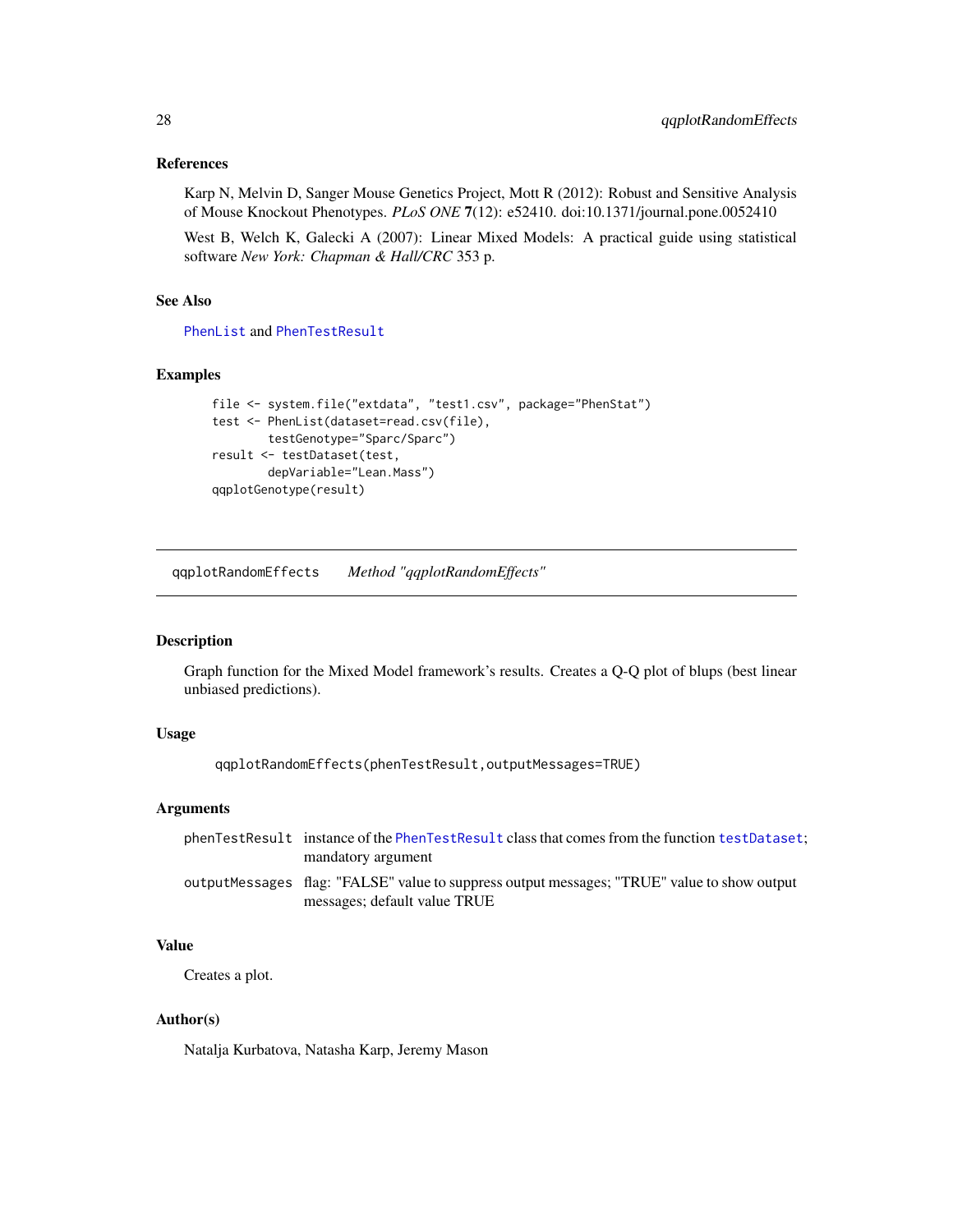### References

Karp N, Melvin D, Sanger Mouse Genetics Project, Mott R (2012): Robust and Sensitive Analysis of Mouse Knockout Phenotypes. *PLoS ONE* **7**(12): e52410. doi:10.1371/journal.pone.0052410

West B, Welch K, Galecki A (2007): Linear Mixed Models: A practical guide using statistical software *New York: Chapman & Hall/CRC* 353 p.

### See Also

PhenList and PhenTestResult

### Examples

```
file <- system.file("extdata", "test1.csv", package="PhenStat")
test <- PhenList(dataset=read.csv(file),
        testGenotype="Sparc/Sparc")
result <- testDataset(test,
        depVariable="Lean.Mass")
qqplotGenotype(result)
```

---

## qqplotRandomEffects *Method "qqplotRandomEffects"*

---

### Description

Graph function for the Mixed Model framework's results. Creates a Q-Q plot of blups (best linear unbiased predictions).

### Usage

```
qqplotRandomEffects(phenTestResult,outputMessages=TRUE)
```

### Arguments

| | |
|---|---|
| phenTestResult | instance of the PhenTestResult class that comes from the function testDataset; mandatory argument |
| outputMessages | flag: "FALSE" value to suppress output messages; "TRUE" value to show output messages; default value TRUE |

### Value

Creates a plot.

### Author(s)

Natalja Kurbatova, Natasha Karp, Jeremy Mason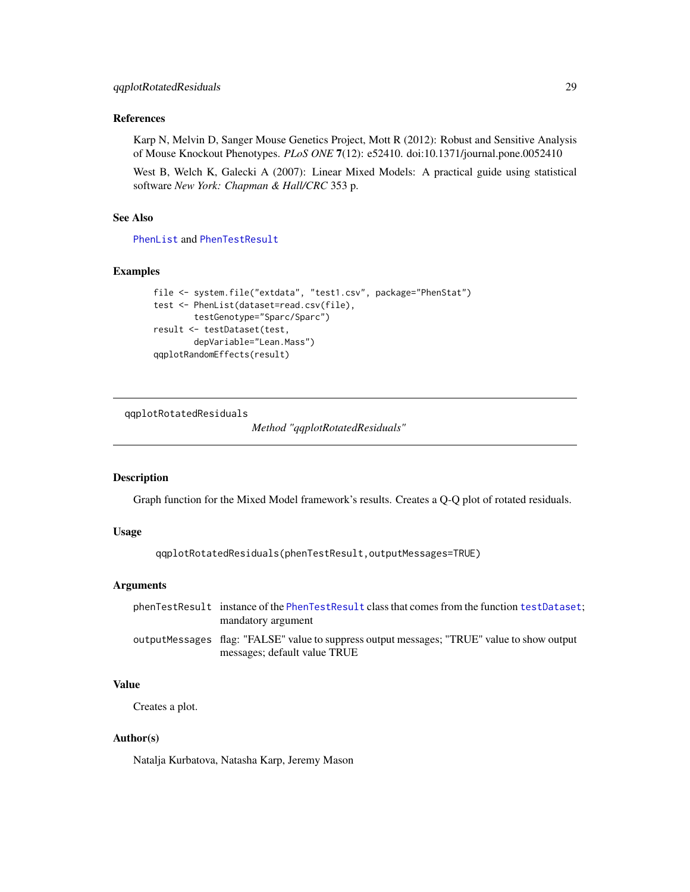### References

Karp N, Melvin D, Sanger Mouse Genetics Project, Mott R (2012): Robust and Sensitive Analysis of Mouse Knockout Phenotypes. *PLoS ONE* **7**(12): e52410. doi:10.1371/journal.pone.0052410

West B, Welch K, Galecki A (2007): Linear Mixed Models: A practical guide using statistical software *New York: Chapman & Hall/CRC* 353 p.

### See Also

PhenList and PhenTestResult

### Examples

```
file <- system.file("extdata", "test1.csv", package="PhenStat")
test <- PhenList(dataset=read.csv(file),
        testGenotype="Sparc/Sparc")
result <- testDataset(test,
        depVariable="Lean.Mass")
qqplotRandomEffects(result)
```

---

## qqplotRotatedResiduals — *Method "qqplotRotatedResiduals"*

---

### Description

Graph function for the Mixed Model framework's results. Creates a Q-Q plot of rotated residuals.

### Usage

```
qqplotRotatedResiduals(phenTestResult,outputMessages=TRUE)
```

### Arguments

| | |
|---|---|
| phenTestResult | instance of the PhenTestResult class that comes from the function testDataset; mandatory argument |
| outputMessages | flag: "FALSE" value to suppress output messages; "TRUE" value to show output messages; default value TRUE |

### Value

Creates a plot.

### Author(s)

Natalja Kurbatova, Natasha Karp, Jeremy Mason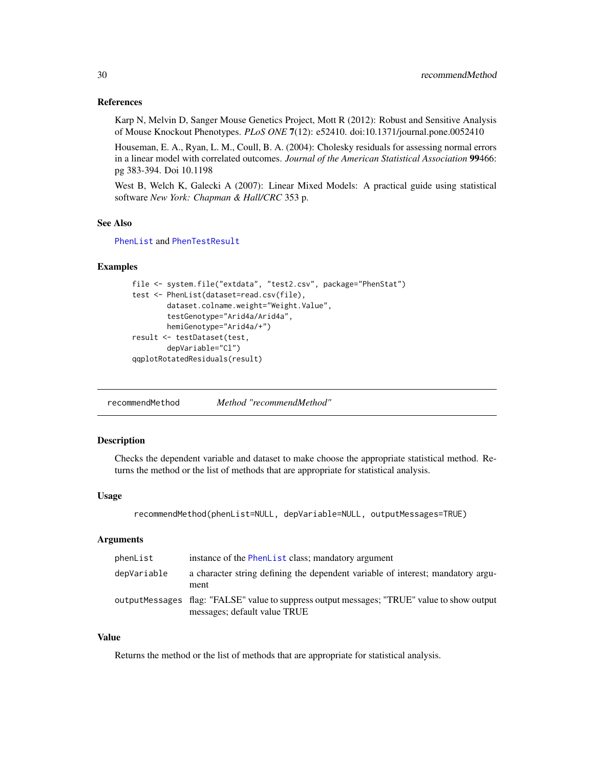### References

Karp N, Melvin D, Sanger Mouse Genetics Project, Mott R (2012): Robust and Sensitive Analysis of Mouse Knockout Phenotypes. *PLoS ONE* **7**(12): e52410. doi:10.1371/journal.pone.0052410

Houseman, E. A., Ryan, L. M., Coull, B. A. (2004): Cholesky residuals for assessing normal errors in a linear model with correlated outcomes. *Journal of the American Statistical Association* **99**466: pg 383-394. Doi 10.1198

West B, Welch K, Galecki A (2007): Linear Mixed Models: A practical guide using statistical software *New York: Chapman & Hall/CRC* 353 p.

### See Also

`PhenList` and `PhenTestResult`

### Examples

```
file <- system.file("extdata", "test2.csv", package="PhenStat")
test <- PhenList(dataset=read.csv(file),
        dataset.colname.weight="Weight.Value",
        testGenotype="Arid4a/Arid4a",
        hemiGenotype="Arid4a/+")
result <- testDataset(test,
        depVariable="Cl")
qqplotRotatedResiduals(result)
```

---

## recommendMethod    *Method "recommendMethod"*

### Description

Checks the dependent variable and dataset to make choose the appropriate statistical method. Returns the method or the list of methods that are appropriate for statistical analysis.

### Usage

```
recommendMethod(phenList=NULL, depVariable=NULL, outputMessages=TRUE)
```

### Arguments

| | |
|---|---|
| `phenList` | instance of the `PhenList` class; mandatory argument |
| `depVariable` | a character string defining the dependent variable of interest; mandatory argument |
| `outputMessages` | flag: "FALSE" value to suppress output messages; "TRUE" value to show output messages; default value TRUE |

### Value

Returns the method or the list of methods that are appropriate for statistical analysis.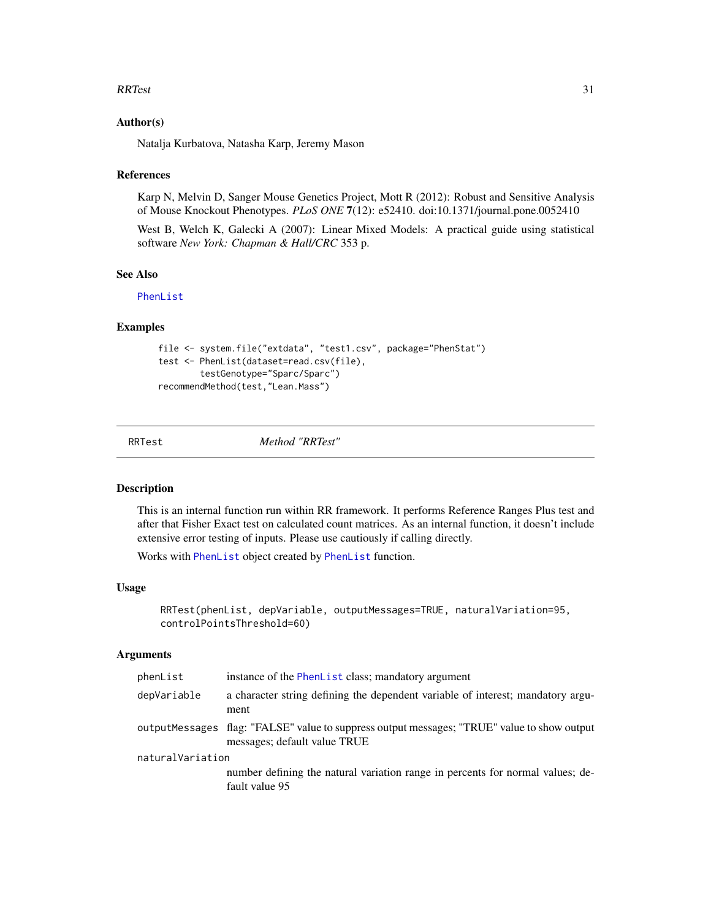### Author(s)

Natalja Kurbatova, Natasha Karp, Jeremy Mason

### References

Karp N, Melvin D, Sanger Mouse Genetics Project, Mott R (2012): Robust and Sensitive Analysis of Mouse Knockout Phenotypes. *PLoS ONE* **7**(12): e52410. doi:10.1371/journal.pone.0052410

West B, Welch K, Galecki A (2007): Linear Mixed Models: A practical guide using statistical software *New York: Chapman & Hall/CRC* 353 p.

### See Also

PhenList

### Examples

```
file <- system.file("extdata", "test1.csv", package="PhenStat")
test <- PhenList(dataset=read.csv(file),
        testGenotype="Sparc/Sparc")
recommendMethod(test,"Lean.Mass")
```

---

## RRTest — *Method "RRTest"*

---

### Description

This is an internal function run within RR framework. It performs Reference Ranges Plus test and after that Fisher Exact test on calculated count matrices. As an internal function, it doesn't include extensive error testing of inputs. Please use cautiously if calling directly.

Works with PhenList object created by PhenList function.

### Usage

```
RRTest(phenList, depVariable, outputMessages=TRUE, naturalVariation=95,
controlPointsThreshold=60)
```

### Arguments

| | |
|---|---|
| phenList | instance of the PhenList class; mandatory argument |
| depVariable | a character string defining the dependent variable of interest; mandatory argument |
| outputMessages | flag: "FALSE" value to suppress output messages; "TRUE" value to show output messages; default value TRUE |
| naturalVariation | number defining the natural variation range in percents for normal values; default value 95 |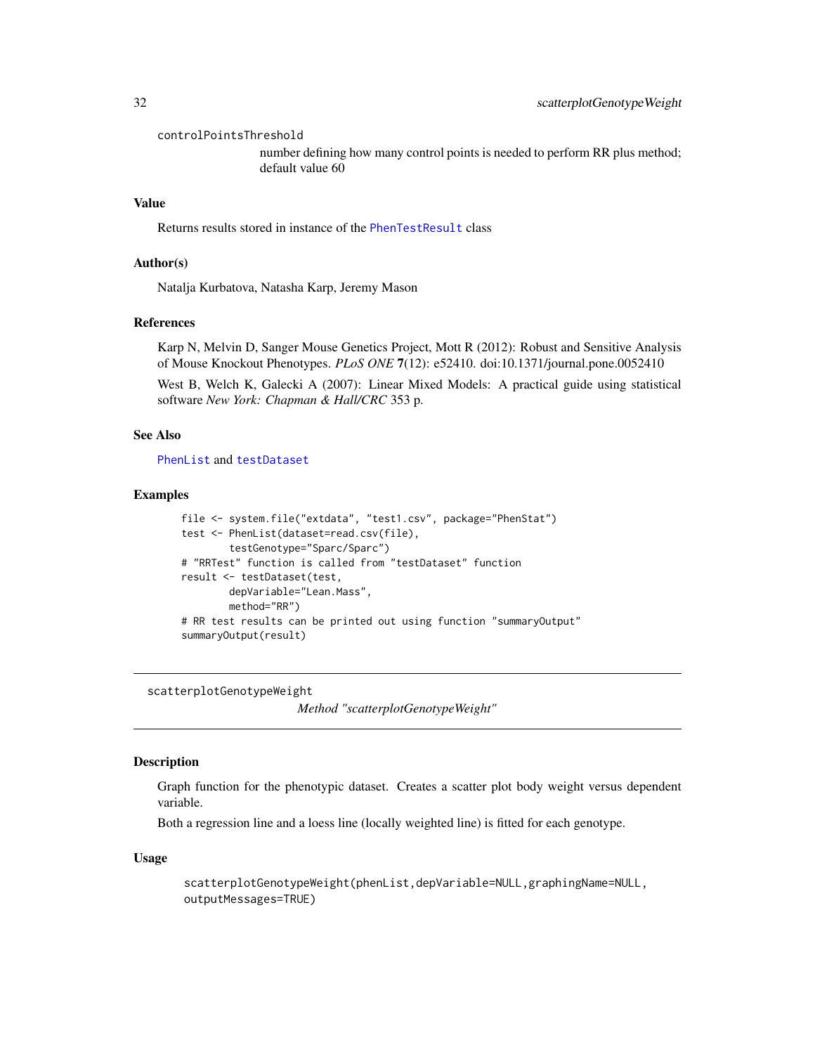controlPointsThreshold
: number defining how many control points is needed to perform RR plus method; default value 60

### Value

Returns results stored in instance of the `PhenTestResult` class

### Author(s)

Natalja Kurbatova, Natasha Karp, Jeremy Mason

### References

Karp N, Melvin D, Sanger Mouse Genetics Project, Mott R (2012): Robust and Sensitive Analysis of Mouse Knockout Phenotypes. *PLoS ONE* **7**(12): e52410. doi:10.1371/journal.pone.0052410

West B, Welch K, Galecki A (2007): Linear Mixed Models: A practical guide using statistical software *New York: Chapman & Hall/CRC* 353 p.

### See Also

`PhenList` and `testDataset`

### Examples

```
file <- system.file("extdata", "test1.csv", package="PhenStat")
test <- PhenList(dataset=read.csv(file),
        testGenotype="Sparc/Sparc")
# "RRTest" function is called from "testDataset" function
result <- testDataset(test,
        depVariable="Lean.Mass",
        method="RR")
# RR test results can be printed out using function "summaryOutput"
summaryOutput(result)
```

---

## scatterplotGenotypeWeight

*Method "scatterplotGenotypeWeight"*

---

### Description

Graph function for the phenotypic dataset. Creates a scatter plot body weight versus dependent variable.

Both a regression line and a loess line (locally weighted line) is fitted for each genotype.

### Usage

```
scatterplotGenotypeWeight(phenList,depVariable=NULL,graphingName=NULL,
outputMessages=TRUE)
```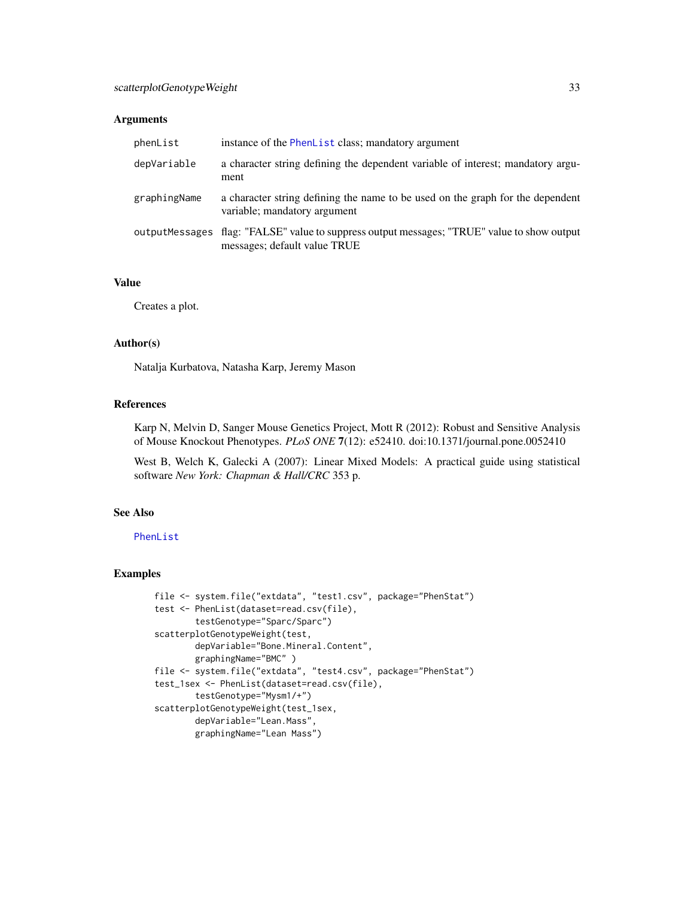## Arguments

| | |
|---|---|
| phenList | instance of the PhenList class; mandatory argument |
| depVariable | a character string defining the dependent variable of interest; mandatory argument |
| graphingName | a character string defining the name to be used on the graph for the dependent variable; mandatory argument |
| outputMessages | flag: "FALSE" value to suppress output messages; "TRUE" value to show output messages; default value TRUE |

## Value

Creates a plot.

## Author(s)

Natalja Kurbatova, Natasha Karp, Jeremy Mason

## References

Karp N, Melvin D, Sanger Mouse Genetics Project, Mott R (2012): Robust and Sensitive Analysis of Mouse Knockout Phenotypes. *PLoS ONE* **7**(12): e52410. doi:10.1371/journal.pone.0052410

West B, Welch K, Galecki A (2007): Linear Mixed Models: A practical guide using statistical software *New York: Chapman & Hall/CRC* 353 p.

## See Also

PhenList

## Examples

```
file <- system.file("extdata", "test1.csv", package="PhenStat")
test <- PhenList(dataset=read.csv(file),
        testGenotype="Sparc/Sparc")
scatterplotGenotypeWeight(test,
        depVariable="Bone.Mineral.Content",
        graphingName="BMC" )
file <- system.file("extdata", "test4.csv", package="PhenStat")
test_1sex <- PhenList(dataset=read.csv(file),
        testGenotype="Mysm1/+")
scatterplotGenotypeWeight(test_1sex,
        depVariable="Lean.Mass",
        graphingName="Lean Mass")
```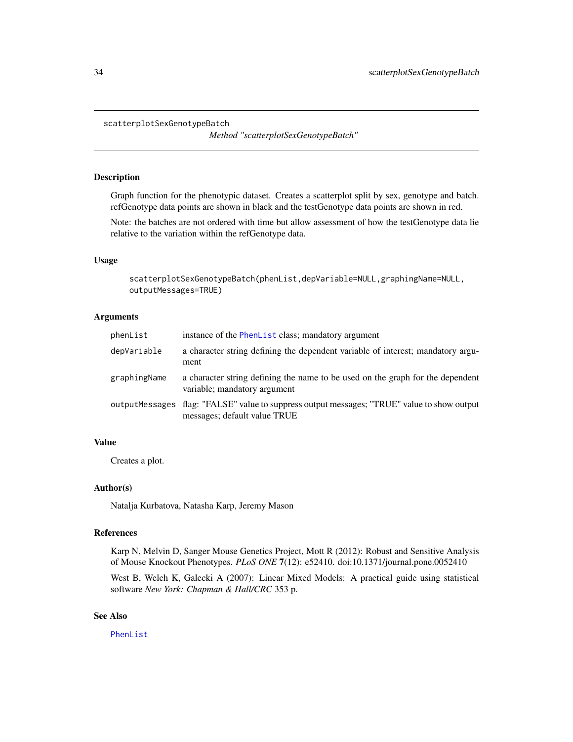scatterplotSexGenotypeBatch

*Method "scatterplotSexGenotypeBatch"*

## Description

Graph function for the phenotypic dataset. Creates a scatterplot split by sex, genotype and batch. refGenotype data points are shown in black and the testGenotype data points are shown in red.

Note: the batches are not ordered with time but allow assessment of how the testGenotype data lie relative to the variation within the refGenotype data.

## Usage

```
scatterplotSexGenotypeBatch(phenList,depVariable=NULL,graphingName=NULL,
outputMessages=TRUE)
```

## Arguments

| | |
|---|---|
| phenList | instance of the PhenList class; mandatory argument |
| depVariable | a character string defining the dependent variable of interest; mandatory argument |
| graphingName | a character string defining the name to be used on the graph for the dependent variable; mandatory argument |
| outputMessages | flag: "FALSE" value to suppress output messages; "TRUE" value to show output messages; default value TRUE |

## Value

Creates a plot.

## Author(s)

Natalja Kurbatova, Natasha Karp, Jeremy Mason

## References

Karp N, Melvin D, Sanger Mouse Genetics Project, Mott R (2012): Robust and Sensitive Analysis of Mouse Knockout Phenotypes. *PLoS ONE* **7**(12): e52410. doi:10.1371/journal.pone.0052410

West B, Welch K, Galecki A (2007): Linear Mixed Models: A practical guide using statistical software *New York: Chapman & Hall/CRC* 353 p.

## See Also

PhenList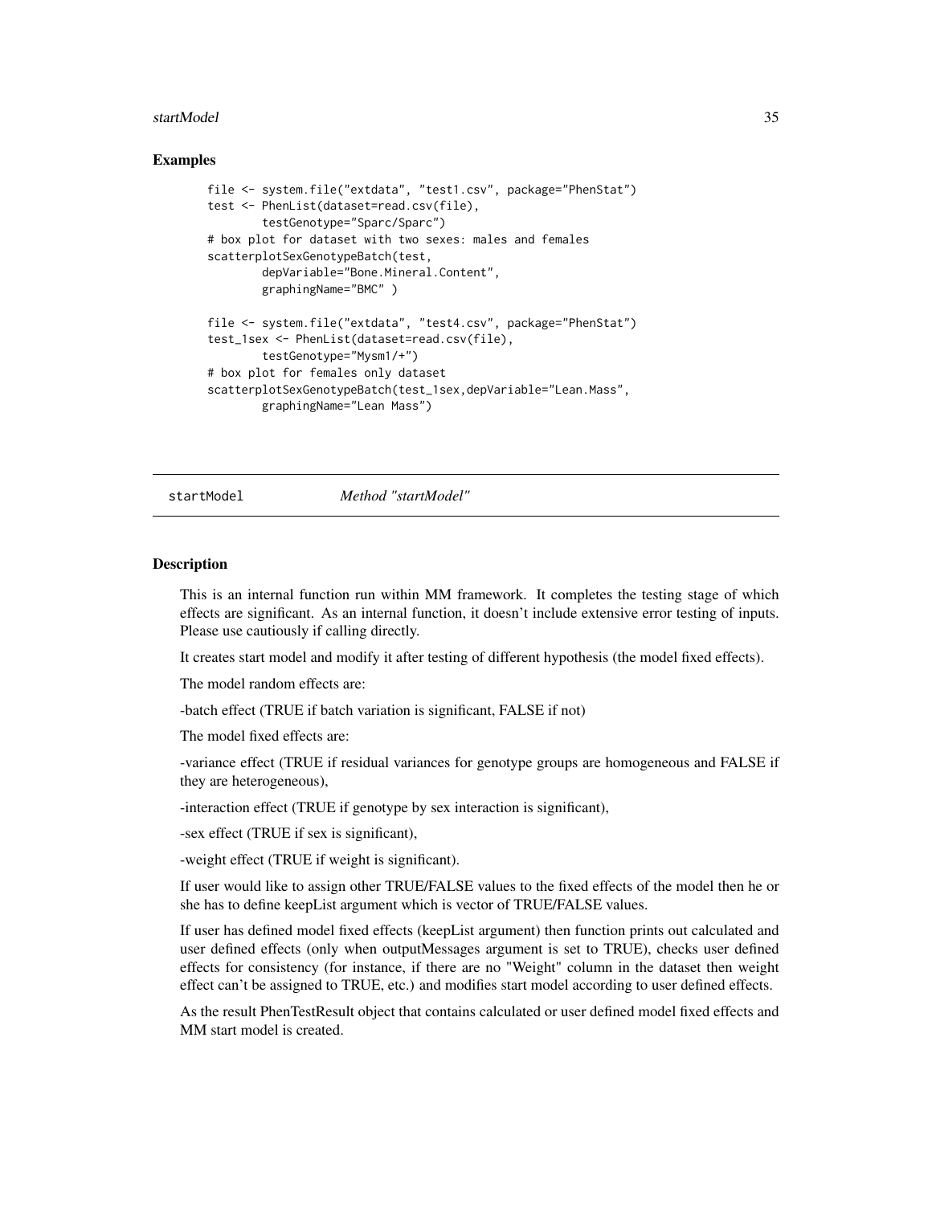## Examples

```
file <- system.file("extdata", "test1.csv", package="PhenStat")
test <- PhenList(dataset=read.csv(file),
        testGenotype="Sparc/Sparc")
# box plot for dataset with two sexes: males and females
scatterplotSexGenotypeBatch(test,
        depVariable="Bone.Mineral.Content",
        graphingName="BMC" )

file <- system.file("extdata", "test4.csv", package="PhenStat")
test_1sex <- PhenList(dataset=read.csv(file),
        testGenotype="Mysm1/+")
# box plot for females only dataset
scatterplotSexGenotypeBatch(test_1sex,depVariable="Lean.Mass",
        graphingName="Lean Mass")
```

---

# startModel *Method "startModel"*

---

## Description

This is an internal function run within MM framework. It completes the testing stage of which effects are significant. As an internal function, it doesn't include extensive error testing of inputs. Please use cautiously if calling directly.

It creates start model and modify it after testing of different hypothesis (the model fixed effects).

The model random effects are:

-batch effect (TRUE if batch variation is significant, FALSE if not)

The model fixed effects are:

-variance effect (TRUE if residual variances for genotype groups are homogeneous and FALSE if they are heterogeneous),

-interaction effect (TRUE if genotype by sex interaction is significant),

-sex effect (TRUE if sex is significant),

-weight effect (TRUE if weight is significant).

If user would like to assign other TRUE/FALSE values to the fixed effects of the model then he or she has to define keepList argument which is vector of TRUE/FALSE values.

If user has defined model fixed effects (keepList argument) then function prints out calculated and user defined effects (only when outputMessages argument is set to TRUE), checks user defined effects for consistency (for instance, if there are no "Weight" column in the dataset then weight effect can't be assigned to TRUE, etc.) and modifies start model according to user defined effects.

As the result PhenTestResult object that contains calculated or user defined model fixed effects and MM start model is created.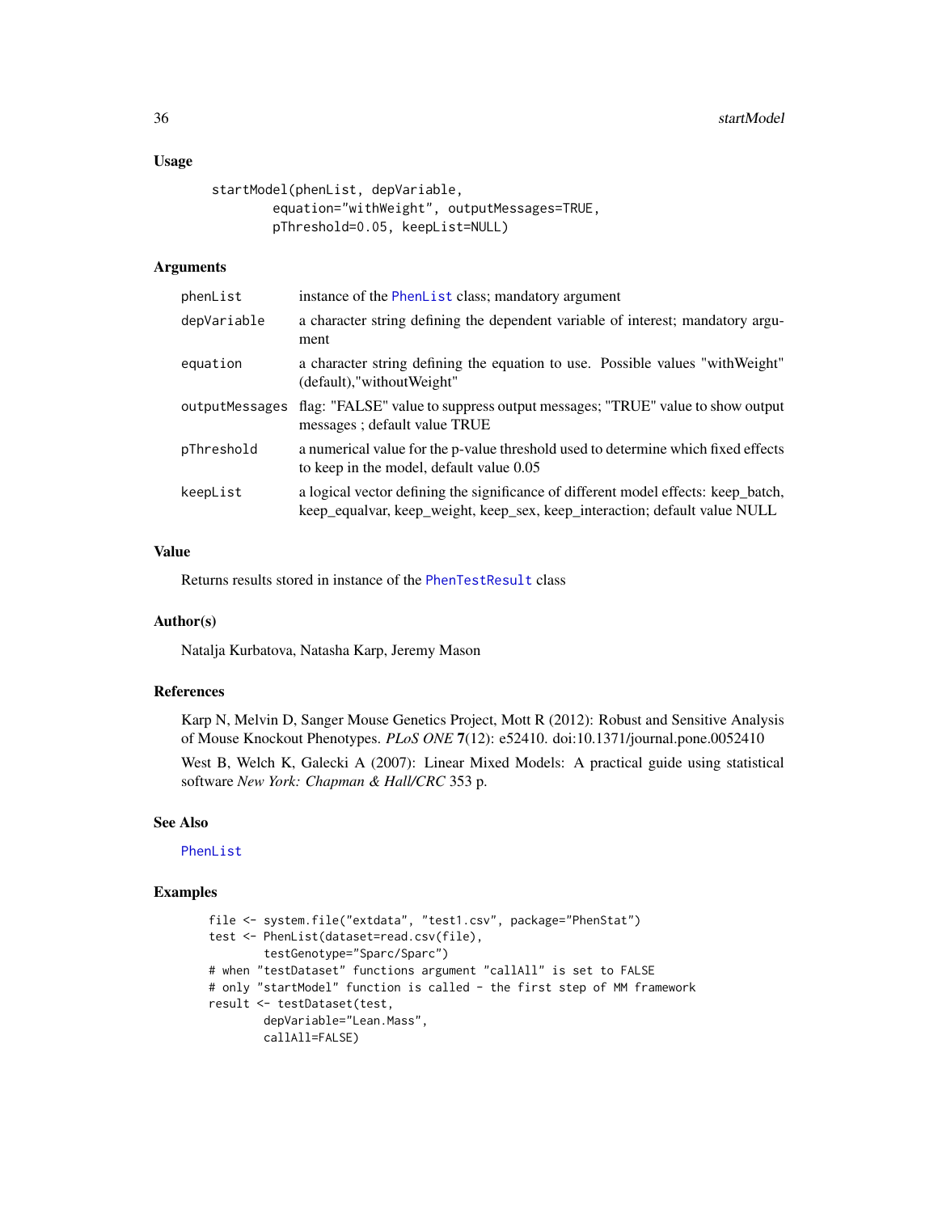### Usage

```
startModel(phenList, depVariable,
        equation="withWeight", outputMessages=TRUE,
        pThreshold=0.05, keepList=NULL)
```

### Arguments

| | |
|---|---|
| phenList | instance of the PhenList class; mandatory argument |
| depVariable | a character string defining the dependent variable of interest; mandatory argument |
| equation | a character string defining the equation to use. Possible values "withWeight" (default),"withoutWeight" |
| outputMessages | flag: "FALSE" value to suppress output messages; "TRUE" value to show output messages ; default value TRUE |
| pThreshold | a numerical value for the p-value threshold used to determine which fixed effects to keep in the model, default value 0.05 |
| keepList | a logical vector defining the significance of different model effects: keep_batch, keep_equalvar, keep_weight, keep_sex, keep_interaction; default value NULL |

### Value

Returns results stored in instance of the PhenTestResult class

### Author(s)

Natalja Kurbatova, Natasha Karp, Jeremy Mason

### References

Karp N, Melvin D, Sanger Mouse Genetics Project, Mott R (2012): Robust and Sensitive Analysis of Mouse Knockout Phenotypes. *PLoS ONE* **7**(12): e52410. doi:10.1371/journal.pone.0052410

West B, Welch K, Galecki A (2007): Linear Mixed Models: A practical guide using statistical software *New York: Chapman & Hall/CRC* 353 p.

### See Also

PhenList

### Examples

```
file <- system.file("extdata", "test1.csv", package="PhenStat")
test <- PhenList(dataset=read.csv(file),
        testGenotype="Sparc/Sparc")
# when "testDataset" functions argument "callAll" is set to FALSE
# only "startModel" function is called - the first step of MM framework
result <- testDataset(test,
        depVariable="Lean.Mass",
        callAll=FALSE)
```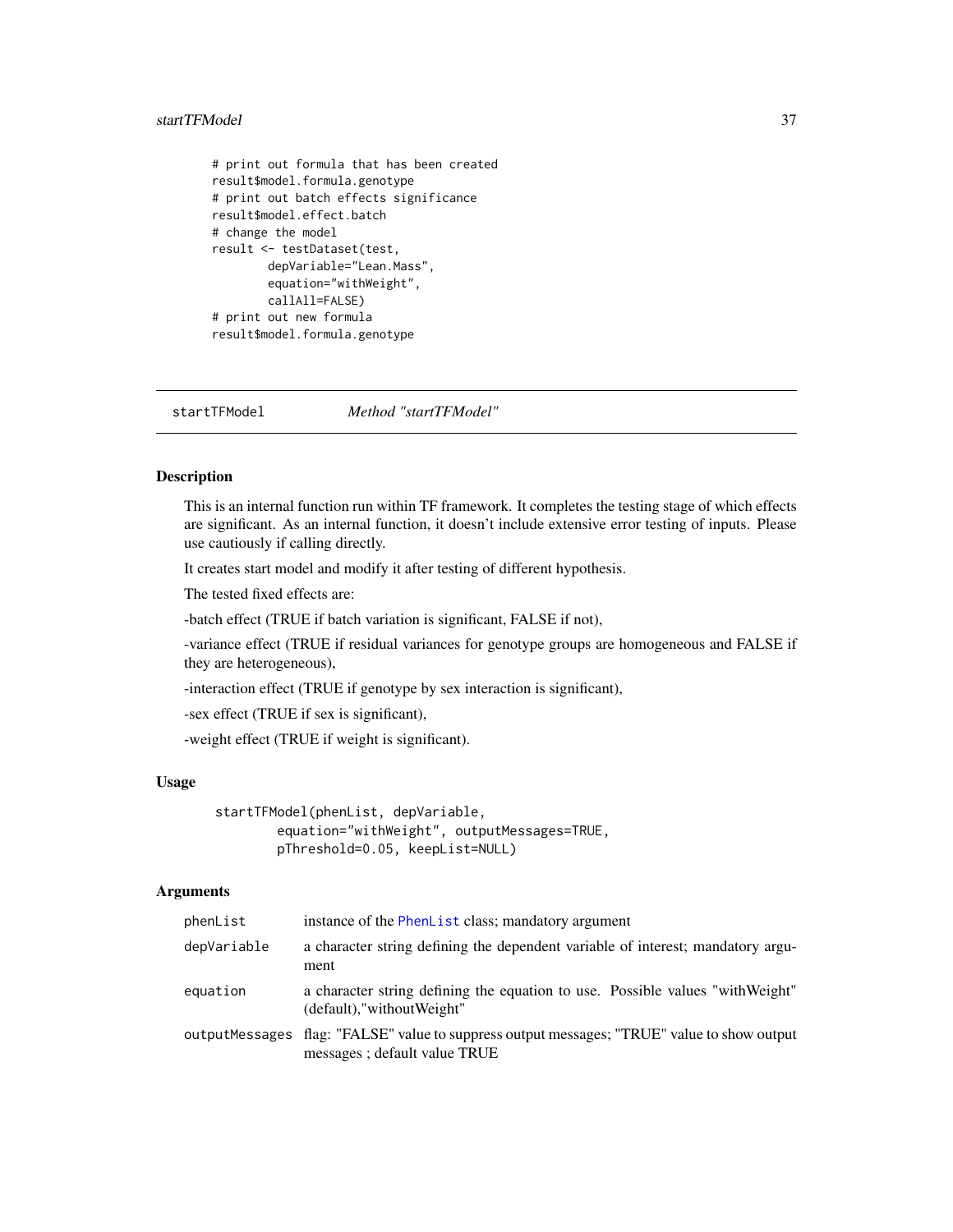```
# print out formula that has been created
result$model.formula.genotype
# print out batch effects significance
result$model.effect.batch
# change the model
result <- testDataset(test,
        depVariable="Lean.Mass",
        equation="withWeight",
        callAll=FALSE)
# print out new formula
result$model.formula.genotype
```

---

## startTFModel *Method "startTFModel"*

### Description

This is an internal function run within TF framework. It completes the testing stage of which effects are significant. As an internal function, it doesn't include extensive error testing of inputs. Please use cautiously if calling directly.

It creates start model and modify it after testing of different hypothesis.

The tested fixed effects are:

-batch effect (TRUE if batch variation is significant, FALSE if not),

-variance effect (TRUE if residual variances for genotype groups are homogeneous and FALSE if they are heterogeneous),

-interaction effect (TRUE if genotype by sex interaction is significant),

-sex effect (TRUE if sex is significant),

-weight effect (TRUE if weight is significant).

### Usage

```
startTFModel(phenList, depVariable,
        equation="withWeight", outputMessages=TRUE,
        pThreshold=0.05, keepList=NULL)
```

### Arguments

| | |
|---|---|
| phenList | instance of the PhenList class; mandatory argument |
| depVariable | a character string defining the dependent variable of interest; mandatory argument |
| equation | a character string defining the equation to use. Possible values "withWeight" (default),"withoutWeight" |
| outputMessages | flag: "FALSE" value to suppress output messages; "TRUE" value to show output messages ; default value TRUE |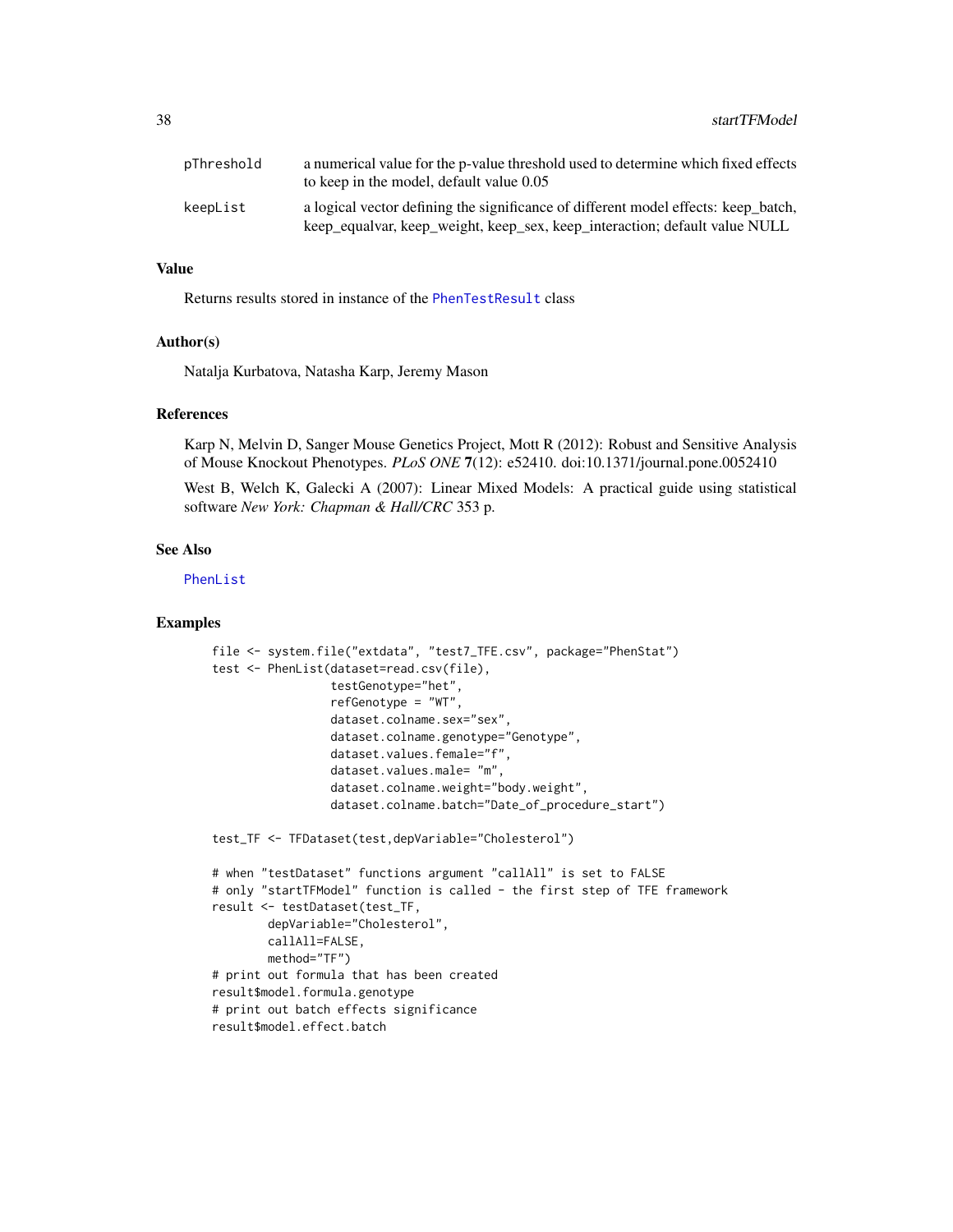| | |
|---|---|
| pThreshold | a numerical value for the p-value threshold used to determine which fixed effects to keep in the model, default value 0.05 |
| keepList | a logical vector defining the significance of different model effects: keep_batch, keep_equalvar, keep_weight, keep_sex, keep_interaction; default value NULL |

## Value

Returns results stored in instance of the PhenTestResult class

## Author(s)

Natalja Kurbatova, Natasha Karp, Jeremy Mason

## References

Karp N, Melvin D, Sanger Mouse Genetics Project, Mott R (2012): Robust and Sensitive Analysis of Mouse Knockout Phenotypes. *PLoS ONE* **7**(12): e52410. doi:10.1371/journal.pone.0052410

West B, Welch K, Galecki A (2007): Linear Mixed Models: A practical guide using statistical software *New York: Chapman & Hall/CRC* 353 p.

## See Also

PhenList

## Examples

```
file <- system.file("extdata", "test7_TFE.csv", package="PhenStat")
test <- PhenList(dataset=read.csv(file),
                 testGenotype="het",
                 refGenotype = "WT",
                 dataset.colname.sex="sex",
                 dataset.colname.genotype="Genotype",
                 dataset.values.female="f",
                 dataset.values.male= "m",
                 dataset.colname.weight="body.weight",
                 dataset.colname.batch="Date_of_procedure_start")

test_TF <- TFDataset(test,depVariable="Cholesterol")

# when "testDataset" functions argument "callAll" is set to FALSE
# only "startTFModel" function is called - the first step of TFE framework
result <- testDataset(test_TF,
        depVariable="Cholesterol",
        callAll=FALSE,
        method="TF")
# print out formula that has been created
result$model.formula.genotype
# print out batch effects significance
result$model.effect.batch
```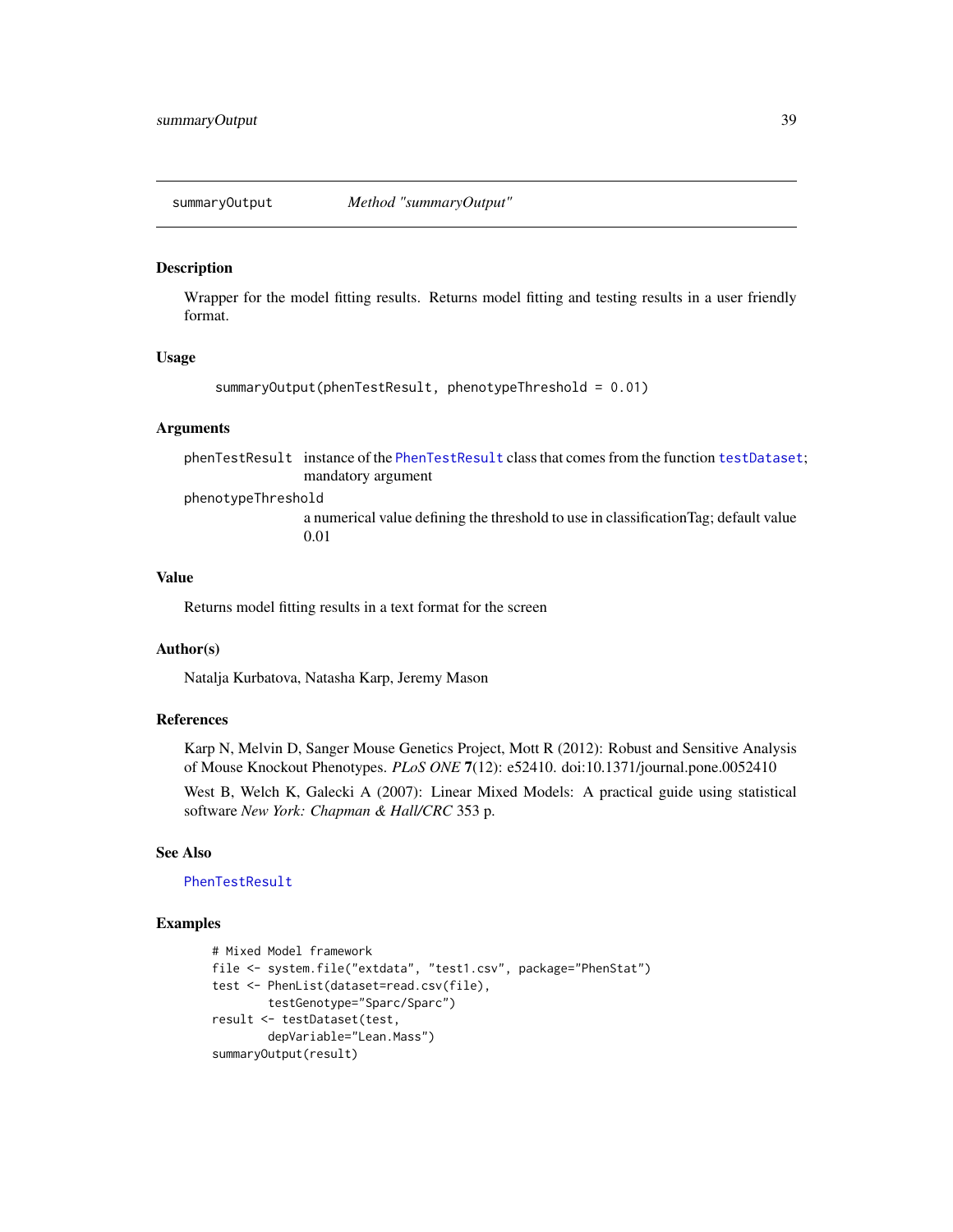## summaryOutput *Method "summaryOutput"*

### Description

Wrapper for the model fitting results. Returns model fitting and testing results in a user friendly format.

### Usage

```
summaryOutput(phenTestResult, phenotypeThreshold = 0.01)
```

### Arguments

- `phenTestResult` instance of the `PhenTestResult` class that comes from the function `testDataset`; mandatory argument
- `phenotypeThreshold` a numerical value defining the threshold to use in classificationTag; default value 0.01

### Value

Returns model fitting results in a text format for the screen

### Author(s)

Natalja Kurbatova, Natasha Karp, Jeremy Mason

### References

Karp N, Melvin D, Sanger Mouse Genetics Project, Mott R (2012): Robust and Sensitive Analysis of Mouse Knockout Phenotypes. *PLoS ONE* **7**(12): e52410. doi:10.1371/journal.pone.0052410

West B, Welch K, Galecki A (2007): Linear Mixed Models: A practical guide using statistical software *New York: Chapman & Hall/CRC* 353 p.

### See Also

`PhenTestResult`

### Examples

```
# Mixed Model framework
file <- system.file("extdata", "test1.csv", package="PhenStat")
test <- PhenList(dataset=read.csv(file),
        testGenotype="Sparc/Sparc")
result <- testDataset(test,
        depVariable="Lean.Mass")
summaryOutput(result)
```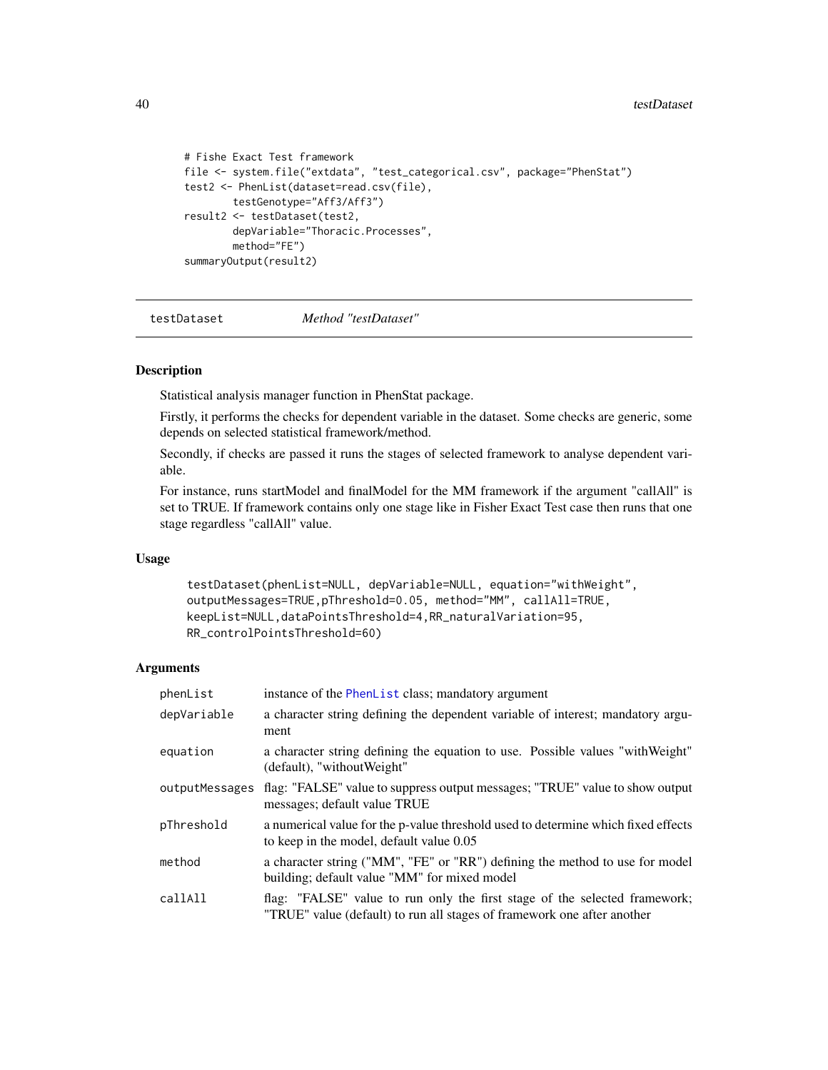```
# Fishe Exact Test framework
file <- system.file("extdata", "test_categorical.csv", package="PhenStat")
test2 <- PhenList(dataset=read.csv(file),
        testGenotype="Aff3/Aff3")
result2 <- testDataset(test2,
        depVariable="Thoracic.Processes",
        method="FE")
summaryOutput(result2)
```

## testDataset *Method "testDataset"*

### Description

Statistical analysis manager function in PhenStat package.

Firstly, it performs the checks for dependent variable in the dataset. Some checks are generic, some depends on selected statistical framework/method.

Secondly, if checks are passed it runs the stages of selected framework to analyse dependent variable.

For instance, runs startModel and finalModel for the MM framework if the argument "callAll" is set to TRUE. If framework contains only one stage like in Fisher Exact Test case then runs that one stage regardless "callAll" value.

### Usage

```
testDataset(phenList=NULL, depVariable=NULL, equation="withWeight",
outputMessages=TRUE,pThreshold=0.05, method="MM", callAll=TRUE,
keepList=NULL,dataPointsThreshold=4,RR_naturalVariation=95,
RR_controlPointsThreshold=60)
```

### Arguments

| | |
|---|---|
| phenList | instance of the PhenList class; mandatory argument |
| depVariable | a character string defining the dependent variable of interest; mandatory argument |
| equation | a character string defining the equation to use. Possible values "withWeight" (default), "withoutWeight" |
| outputMessages | flag: "FALSE" value to suppress output messages; "TRUE" value to show output messages; default value TRUE |
| pThreshold | a numerical value for the p-value threshold used to determine which fixed effects to keep in the model, default value 0.05 |
| method | a character string ("MM", "FE" or "RR") defining the method to use for model building; default value "MM" for mixed model |
| callAll | flag: "FALSE" value to run only the first stage of the selected framework; "TRUE" value (default) to run all stages of framework one after another |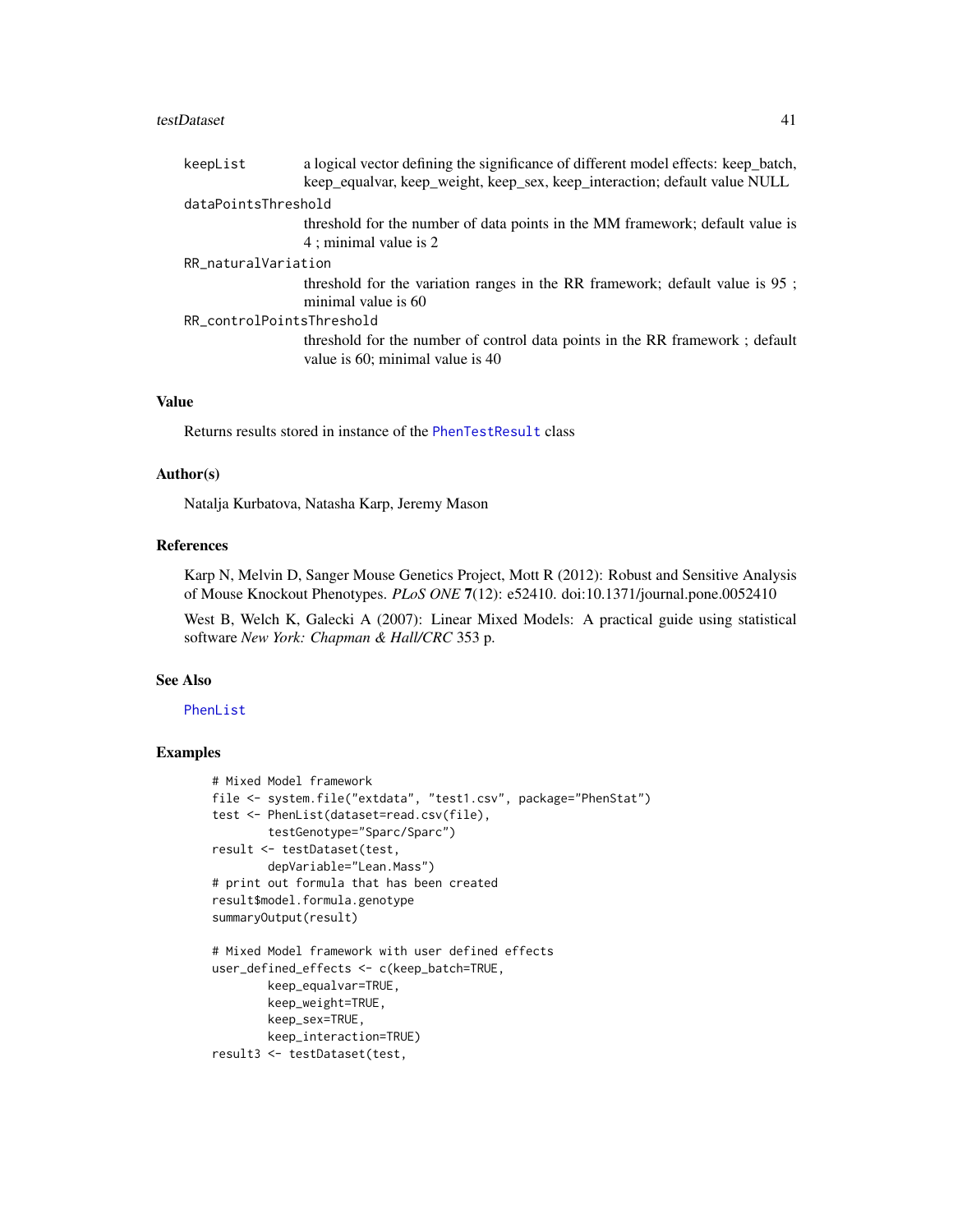keepList
: a logical vector defining the significance of different model effects: keep_batch, keep_equalvar, keep_weight, keep_sex, keep_interaction; default value NULL

dataPointsThreshold
: threshold for the number of data points in the MM framework; default value is 4 ; minimal value is 2

RR_naturalVariation
: threshold for the variation ranges in the RR framework; default value is 95 ; minimal value is 60

RR_controlPointsThreshold
: threshold for the number of control data points in the RR framework ; default value is 60; minimal value is 40

## Value

Returns results stored in instance of the PhenTestResult class

## Author(s)

Natalja Kurbatova, Natasha Karp, Jeremy Mason

## References

Karp N, Melvin D, Sanger Mouse Genetics Project, Mott R (2012): Robust and Sensitive Analysis of Mouse Knockout Phenotypes. *PLoS ONE* **7**(12): e52410. doi:10.1371/journal.pone.0052410

West B, Welch K, Galecki A (2007): Linear Mixed Models: A practical guide using statistical software *New York: Chapman & Hall/CRC* 353 p.

## See Also

PhenList

## Examples

```
# Mixed Model framework
file <- system.file("extdata", "test1.csv", package="PhenStat")
test <- PhenList(dataset=read.csv(file),
        testGenotype="Sparc/Sparc")
result <- testDataset(test,
        depVariable="Lean.Mass")
# print out formula that has been created
result$model.formula.genotype
summaryOutput(result)

# Mixed Model framework with user defined effects
user_defined_effects <- c(keep_batch=TRUE,
        keep_equalvar=TRUE,
        keep_weight=TRUE,
        keep_sex=TRUE,
        keep_interaction=TRUE)
result3 <- testDataset(test,
```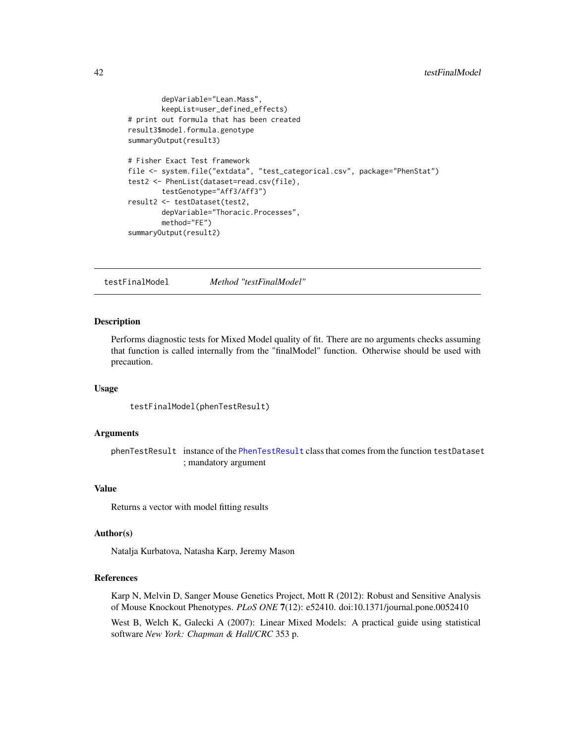```
        depVariable="Lean.Mass",
        keepList=user_defined_effects)
# print out formula that has been created
result3$model.formula.genotype
summaryOutput(result3)

# Fisher Exact Test framework
file <- system.file("extdata", "test_categorical.csv", package="PhenStat")
test2 <- PhenList(dataset=read.csv(file),
        testGenotype="Aff3/Aff3")
result2 <- testDataset(test2,
        depVariable="Thoracic.Processes",
        method="FE")
summaryOutput(result2)
```

---

## testFinalModel — *Method "testFinalModel"*

---

### Description

Performs diagnostic tests for Mixed Model quality of fit. There are no arguments checks assuming that function is called internally from the "finalModel" function. Otherwise should be used with precaution.

### Usage

```
testFinalModel(phenTestResult)
```

### Arguments

| | |
|---|---|
| phenTestResult | instance of the PhenTestResult class that comes from the function testDataset ; mandatory argument |

### Value

Returns a vector with model fitting results

### Author(s)

Natalja Kurbatova, Natasha Karp, Jeremy Mason

### References

Karp N, Melvin D, Sanger Mouse Genetics Project, Mott R (2012): Robust and Sensitive Analysis of Mouse Knockout Phenotypes. *PLoS ONE* **7**(12): e52410. doi:10.1371/journal.pone.0052410

West B, Welch K, Galecki A (2007): Linear Mixed Models: A practical guide using statistical software *New York: Chapman & Hall/CRC* 353 p.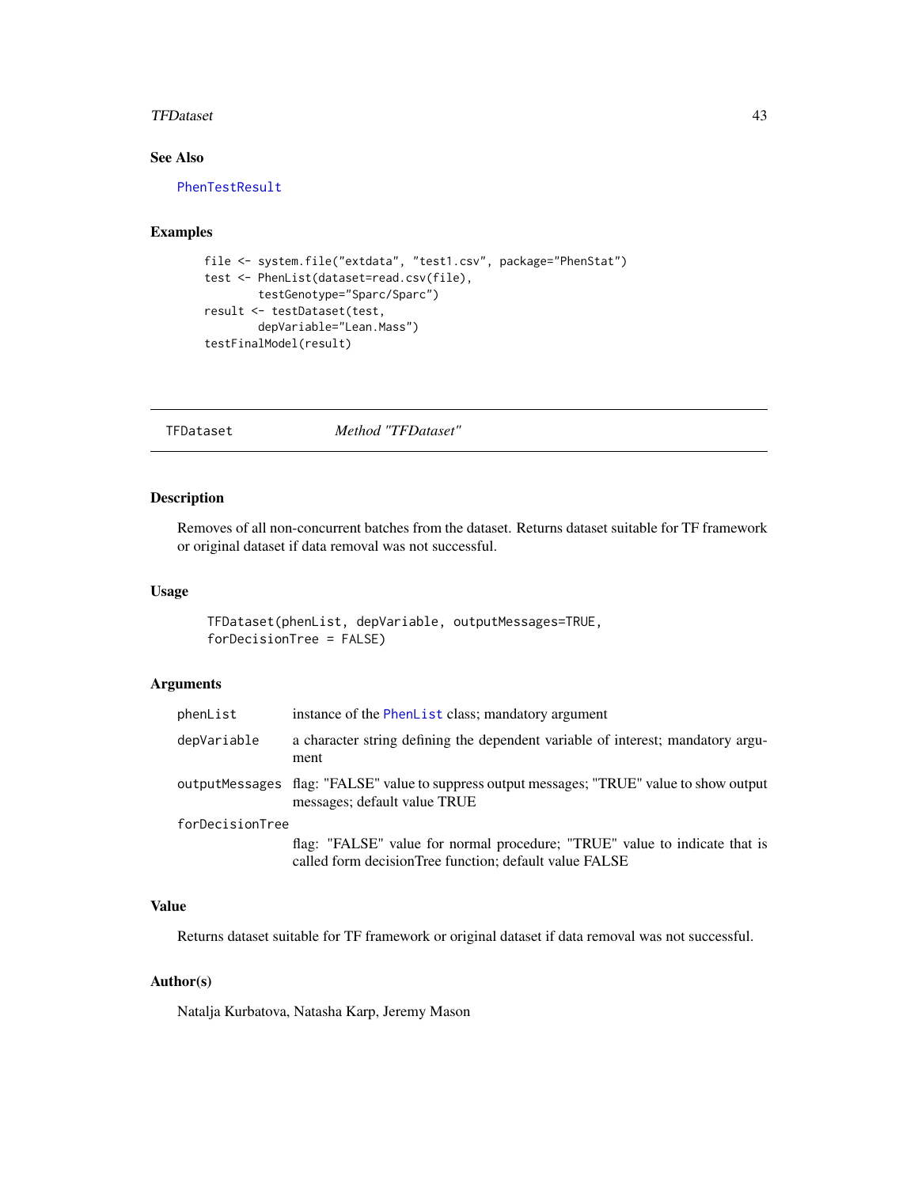### See Also

PhenTestResult

### Examples

```
file <- system.file("extdata", "test1.csv", package="PhenStat")
test <- PhenList(dataset=read.csv(file),
        testGenotype="Sparc/Sparc")
result <- testDataset(test,
        depVariable="Lean.Mass")
testFinalModel(result)
```

---

## TFDataset *Method "TFDataset"*

---

### Description

Removes of all non-concurrent batches from the dataset. Returns dataset suitable for TF framework or original dataset if data removal was not successful.

### Usage

```
TFDataset(phenList, depVariable, outputMessages=TRUE,
forDecisionTree = FALSE)
```

### Arguments

| | |
|---|---|
| phenList | instance of the PhenList class; mandatory argument |
| depVariable | a character string defining the dependent variable of interest; mandatory argument |
| outputMessages | flag: "FALSE" value to suppress output messages; "TRUE" value to show output messages; default value TRUE |
| forDecisionTree | flag: "FALSE" value for normal procedure; "TRUE" value to indicate that is called form decisionTree function; default value FALSE |

### Value

Returns dataset suitable for TF framework or original dataset if data removal was not successful.

### Author(s)

Natalja Kurbatova, Natasha Karp, Jeremy Mason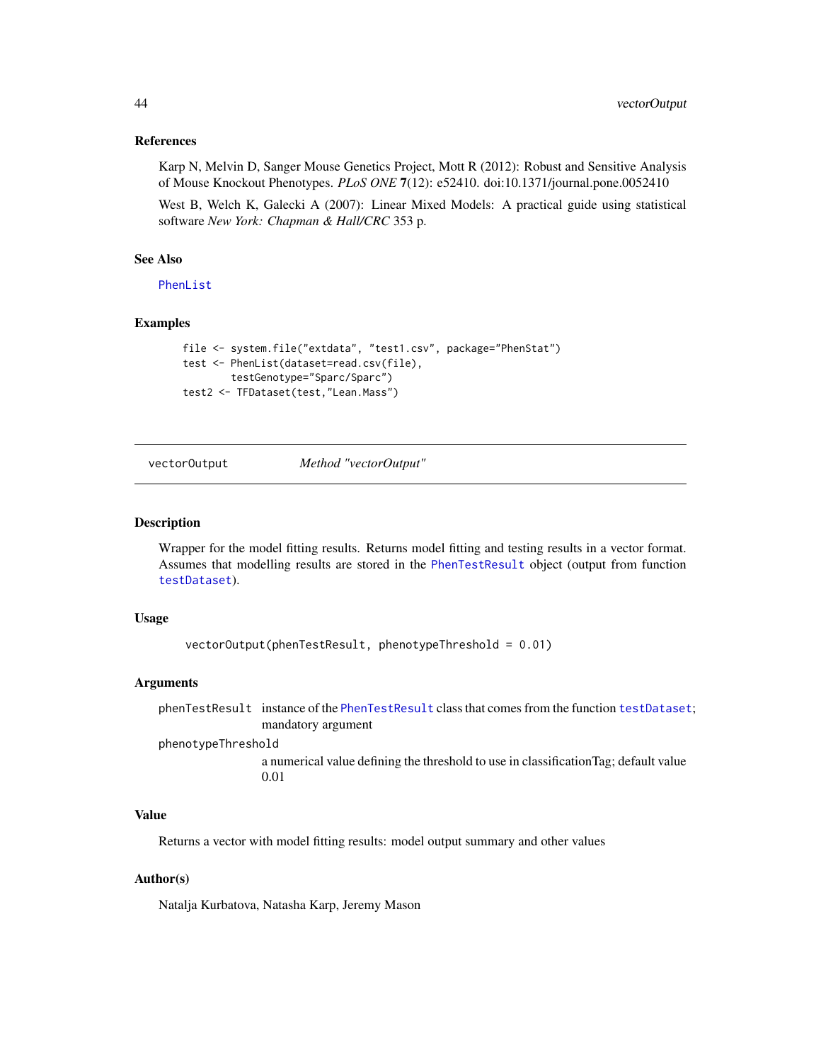### References

Karp N, Melvin D, Sanger Mouse Genetics Project, Mott R (2012): Robust and Sensitive Analysis of Mouse Knockout Phenotypes. *PLoS ONE* **7**(12): e52410. doi:10.1371/journal.pone.0052410

West B, Welch K, Galecki A (2007): Linear Mixed Models: A practical guide using statistical software *New York: Chapman & Hall/CRC* 353 p.

### See Also

PhenList

### Examples

```
file <- system.file("extdata", "test1.csv", package="PhenStat")
test <- PhenList(dataset=read.csv(file),
        testGenotype="Sparc/Sparc")
test2 <- TFDataset(test,"Lean.Mass")
```

---

## vectorOutput *Method "vectorOutput"*

---

### Description

Wrapper for the model fitting results. Returns model fitting and testing results in a vector format. Assumes that modelling results are stored in the PhenTestResult object (output from function testDataset).

### Usage

```
vectorOutput(phenTestResult, phenotypeThreshold = 0.01)
```

### Arguments

phenTestResult  instance of the PhenTestResult class that comes from the function testDataset; mandatory argument

phenotypeThreshold  a numerical value defining the threshold to use in classificationTag; default value 0.01

### Value

Returns a vector with model fitting results: model output summary and other values

### Author(s)

Natalja Kurbatova, Natasha Karp, Jeremy Mason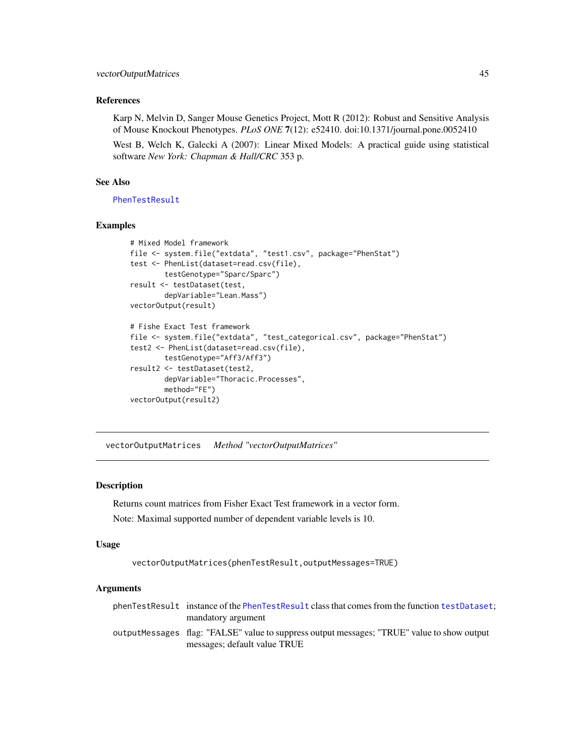### References

Karp N, Melvin D, Sanger Mouse Genetics Project, Mott R (2012): Robust and Sensitive Analysis of Mouse Knockout Phenotypes. *PLoS ONE* **7**(12): e52410. doi:10.1371/journal.pone.0052410

West B, Welch K, Galecki A (2007): Linear Mixed Models: A practical guide using statistical software *New York: Chapman & Hall/CRC* 353 p.

### See Also

PhenTestResult

### Examples

```
# Mixed Model framework
file <- system.file("extdata", "test1.csv", package="PhenStat")
test <- PhenList(dataset=read.csv(file),
        testGenotype="Sparc/Sparc")
result <- testDataset(test,
        depVariable="Lean.Mass")
vectorOutput(result)

# Fishe Exact Test framework
file <- system.file("extdata", "test_categorical.csv", package="PhenStat")
test2 <- PhenList(dataset=read.csv(file),
        testGenotype="Aff3/Aff3")
result2 <- testDataset(test2,
        depVariable="Thoracic.Processes",
        method="FE")
vectorOutput(result2)
```

---

## vectorOutputMatrices    *Method "vectorOutputMatrices"*

---

### Description

Returns count matrices from Fisher Exact Test framework in a vector form.

Note: Maximal supported number of dependent variable levels is 10.

### Usage

```
vectorOutputMatrices(phenTestResult,outputMessages=TRUE)
```

### Arguments

| | |
|---|---|
| phenTestResult | instance of the PhenTestResult class that comes from the function testDataset; mandatory argument |
| outputMessages | flag: "FALSE" value to suppress output messages; "TRUE" value to show output messages; default value TRUE |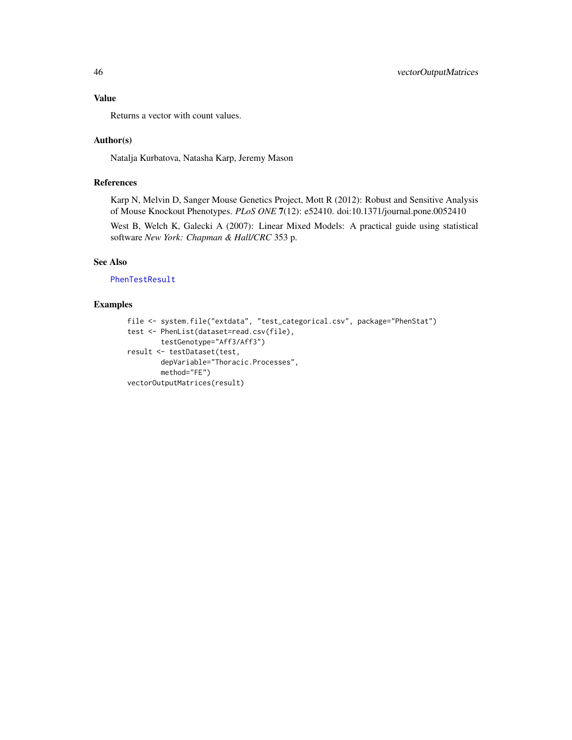## Value

Returns a vector with count values.

## Author(s)

Natalja Kurbatova, Natasha Karp, Jeremy Mason

## References

Karp N, Melvin D, Sanger Mouse Genetics Project, Mott R (2012): Robust and Sensitive Analysis of Mouse Knockout Phenotypes. *PLoS ONE* **7**(12): e52410. doi:10.1371/journal.pone.0052410

West B, Welch K, Galecki A (2007): Linear Mixed Models: A practical guide using statistical software *New York: Chapman & Hall/CRC* 353 p.

## See Also

PhenTestResult

## Examples

```
file <- system.file("extdata", "test_categorical.csv", package="PhenStat")
test <- PhenList(dataset=read.csv(file),
        testGenotype="Aff3/Aff3")
result <- testDataset(test,
        depVariable="Thoracic.Processes",
        method="FE")
vectorOutputMatrices(result)
```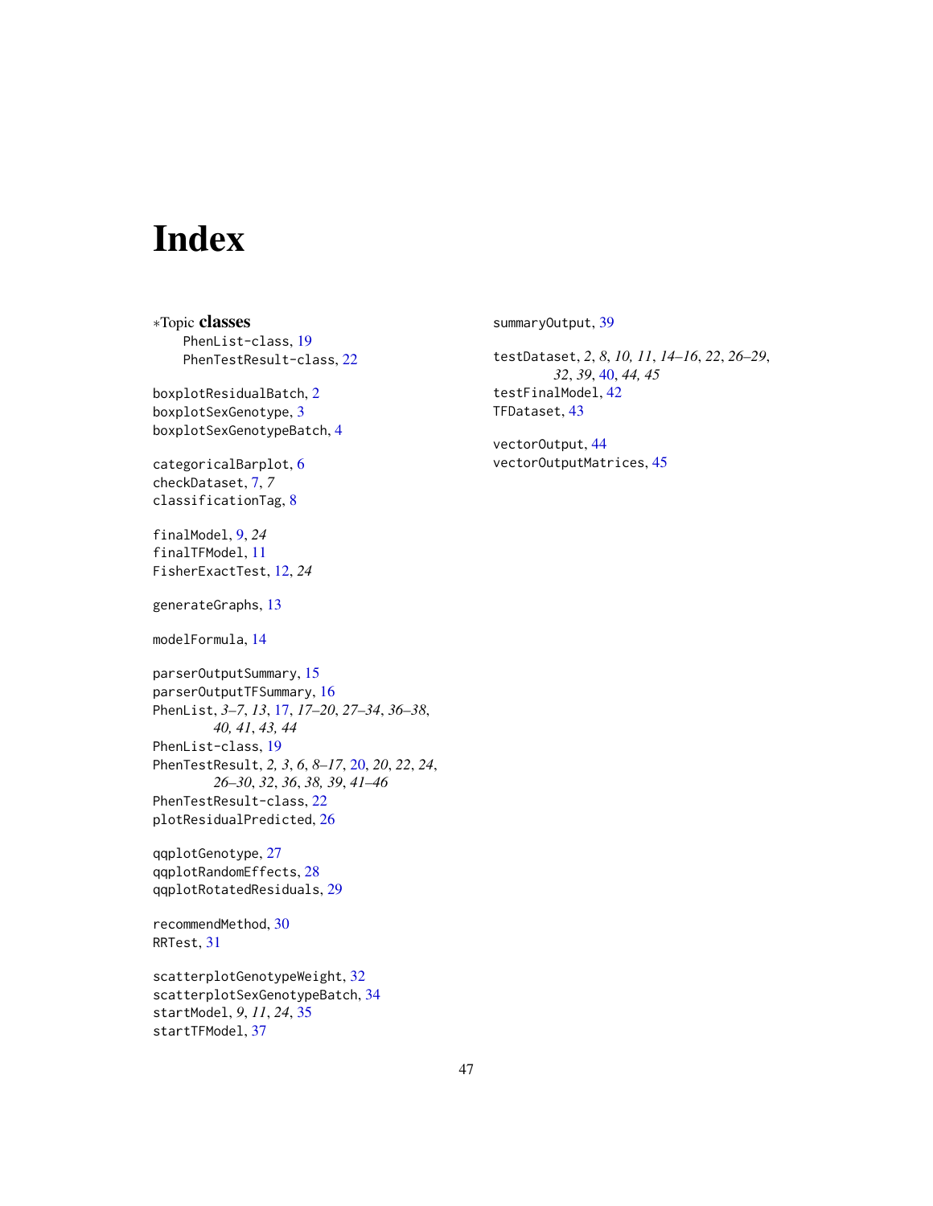# Index

∗Topic **classes**
- PhenList-class, 19
- PhenTestResult-class, 22

boxplotResidualBatch, 2
boxplotSexGenotype, 3
boxplotSexGenotypeBatch, 4

categoricalBarplot, 6
checkDataset, 7, *7*
classificationTag, 8

finalModel, 9, *24*
finalTFModel, 11
FisherExactTest, 12, *24*

generateGraphs, 13

modelFormula, 14

parserOutputSummary, 15
parserOutputTFSummary, 16
PhenList, *3–7*, *13*, 17, *17–20*, *27–34*, *36–38*, *40, 41*, *43, 44*
PhenList-class, 19
PhenTestResult, *2, 3*, *6*, *8–17*, 20, *20*, *22*, *24*, *26–30*, *32*, *36*, *38, 39*, *41–46*
PhenTestResult-class, 22
plotResidualPredicted, 26

qqplotGenotype, 27
qqplotRandomEffects, 28
qqplotRotatedResiduals, 29

recommendMethod, 30
RRTest, 31

scatterplotGenotypeWeight, 32
scatterplotSexGenotypeBatch, 34
startModel, *9*, *11*, *24*, 35
startTFModel, 37
summaryOutput, 39

testDataset, *2*, *8*, *10, 11*, *14–16*, *22*, *26–29*, *32*, *39*, 40, *44, 45*
testFinalModel, 42
TFDataset, 43

vectorOutput, 44
vectorOutputMatrices, 45